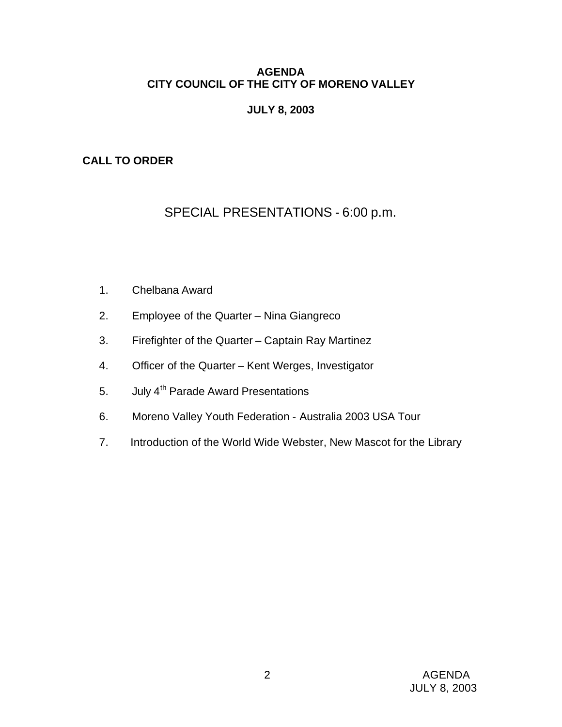# AGENDA
# CITY COUNCIL OF THE CITY OF MORENO VALLEY

## JULY 8, 2003

**CALL TO ORDER**

## SPECIAL PRESENTATIONS - 6:00 p.m.

1. Chelbana Award
2. Employee of the Quarter – Nina Giangreco
3. Firefighter of the Quarter – Captain Ray Martinez
4. Officer of the Quarter – Kent Werges, Investigator
5. July 4th Parade Award Presentations
6. Moreno Valley Youth Federation - Australia 2003 USA Tour
7. Introduction of the World Wide Webster, New Mascot for the Library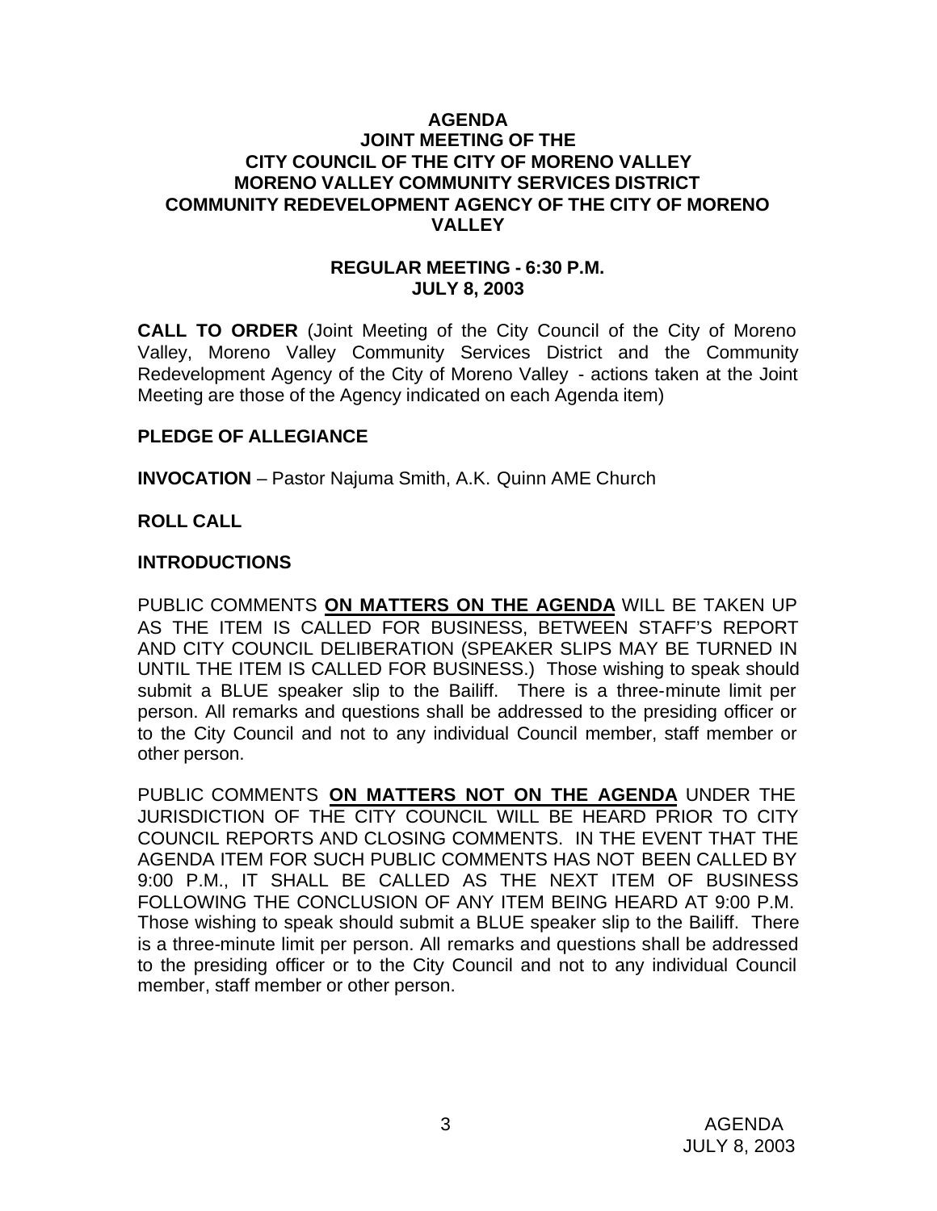# AGENDA
# JOINT MEETING OF THE
# CITY COUNCIL OF THE CITY OF MORENO VALLEY
# MORENO VALLEY COMMUNITY SERVICES DISTRICT
# COMMUNITY REDEVELOPMENT AGENCY OF THE CITY OF MORENO VALLEY

## REGULAR MEETING - 6:30 P.M.
## JULY 8, 2003

**CALL TO ORDER** (Joint Meeting of the City Council of the City of Moreno Valley, Moreno Valley Community Services District and the Community Redevelopment Agency of the City of Moreno Valley - actions taken at the Joint Meeting are those of the Agency indicated on each Agenda item)

**PLEDGE OF ALLEGIANCE**

**INVOCATION** – Pastor Najuma Smith, A.K. Quinn AME Church

**ROLL CALL**

**INTRODUCTIONS**

PUBLIC COMMENTS **ON MATTERS ON THE AGENDA** WILL BE TAKEN UP AS THE ITEM IS CALLED FOR BUSINESS, BETWEEN STAFF'S REPORT AND CITY COUNCIL DELIBERATION (SPEAKER SLIPS MAY BE TURNED IN UNTIL THE ITEM IS CALLED FOR BUSINESS.) Those wishing to speak should submit a BLUE speaker slip to the Bailiff. There is a three-minute limit per person. All remarks and questions shall be addressed to the presiding officer or to the City Council and not to any individual Council member, staff member or other person.

PUBLIC COMMENTS **ON MATTERS NOT ON THE AGENDA** UNDER THE JURISDICTION OF THE CITY COUNCIL WILL BE HEARD PRIOR TO CITY COUNCIL REPORTS AND CLOSING COMMENTS. IN THE EVENT THAT THE AGENDA ITEM FOR SUCH PUBLIC COMMENTS HAS NOT BEEN CALLED BY 9:00 P.M., IT SHALL BE CALLED AS THE NEXT ITEM OF BUSINESS FOLLOWING THE CONCLUSION OF ANY ITEM BEING HEARD AT 9:00 P.M. Those wishing to speak should submit a BLUE speaker slip to the Bailiff. There is a three-minute limit per person. All remarks and questions shall be addressed to the presiding officer or to the City Council and not to any individual Council member, staff member or other person.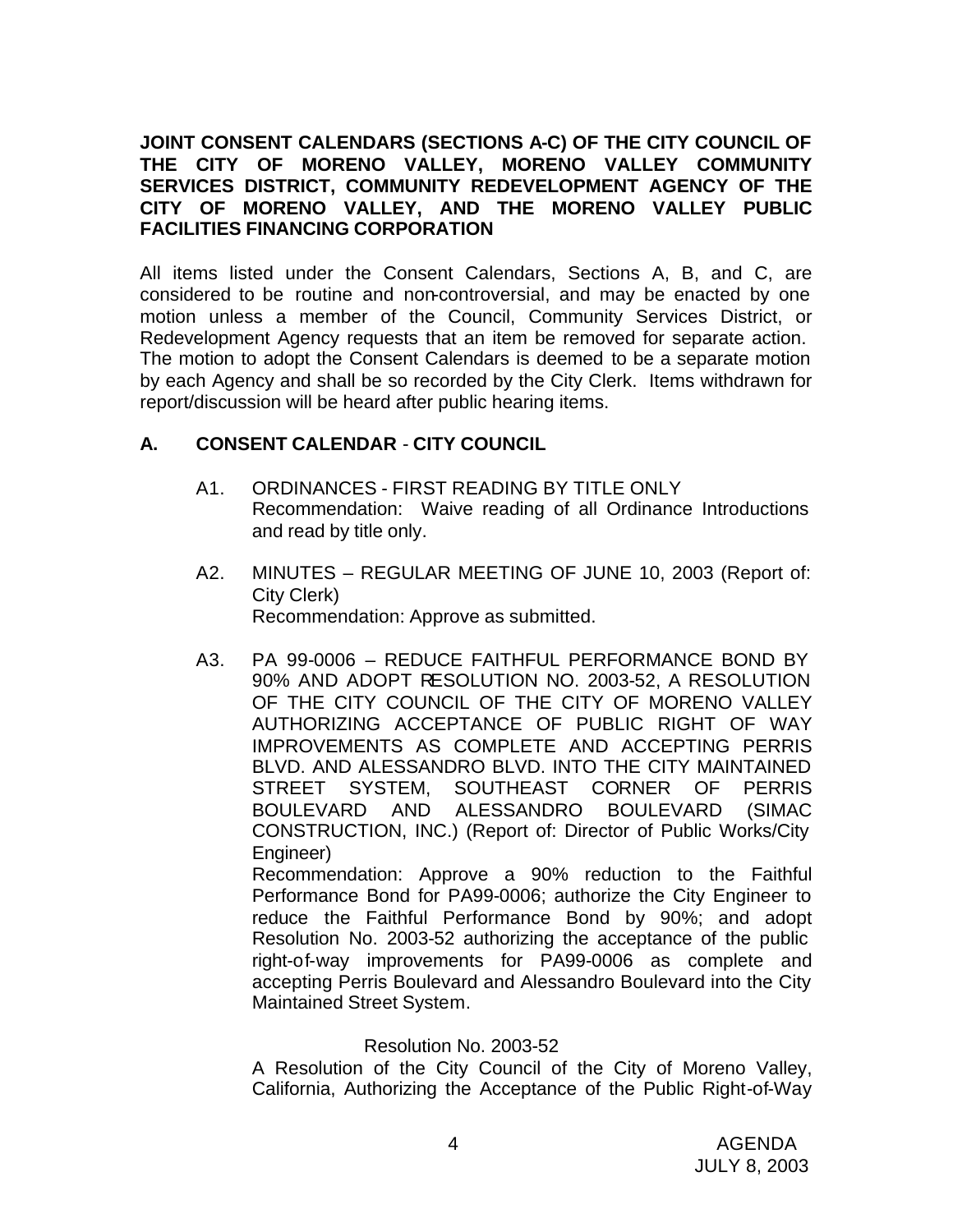**JOINT CONSENT CALENDARS (SECTIONS A-C) OF THE CITY COUNCIL OF THE CITY OF MORENO VALLEY, MORENO VALLEY COMMUNITY SERVICES DISTRICT, COMMUNITY REDEVELOPMENT AGENCY OF THE CITY OF MORENO VALLEY, AND THE MORENO VALLEY PUBLIC FACILITIES FINANCING CORPORATION**

All items listed under the Consent Calendars, Sections A, B, and C, are considered to be routine and non-controversial, and may be enacted by one motion unless a member of the Council, Community Services District, or Redevelopment Agency requests that an item be removed for separate action. The motion to adopt the Consent Calendars is deemed to be a separate motion by each Agency and shall be so recorded by the City Clerk. Items withdrawn for report/discussion will be heard after public hearing items.

## A. CONSENT CALENDAR - CITY COUNCIL

A1. ORDINANCES - FIRST READING BY TITLE ONLY
Recommendation: Waive reading of all Ordinance Introductions and read by title only.

A2. MINUTES – REGULAR MEETING OF JUNE 10, 2003 (Report of: City Clerk)
Recommendation: Approve as submitted.

A3. PA 99-0006 – REDUCE FAITHFUL PERFORMANCE BOND BY 90% AND ADOPT RESOLUTION NO. 2003-52, A RESOLUTION OF THE CITY COUNCIL OF THE CITY OF MORENO VALLEY AUTHORIZING ACCEPTANCE OF PUBLIC RIGHT OF WAY IMPROVEMENTS AS COMPLETE AND ACCEPTING PERRIS BLVD. AND ALESSANDRO BLVD. INTO THE CITY MAINTAINED STREET SYSTEM, SOUTHEAST CORNER OF PERRIS BOULEVARD AND ALESSANDRO BOULEVARD (SIMAC CONSTRUCTION, INC.) (Report of: Director of Public Works/City Engineer)
Recommendation: Approve a 90% reduction to the Faithful Performance Bond for PA99-0006; authorize the City Engineer to reduce the Faithful Performance Bond by 90%; and adopt Resolution No. 2003-52 authorizing the acceptance of the public right-of-way improvements for PA99-0006 as complete and accepting Perris Boulevard and Alessandro Boulevard into the City Maintained Street System.

Resolution No. 2003-52
A Resolution of the City Council of the City of Moreno Valley, California, Authorizing the Acceptance of the Public Right-of-Way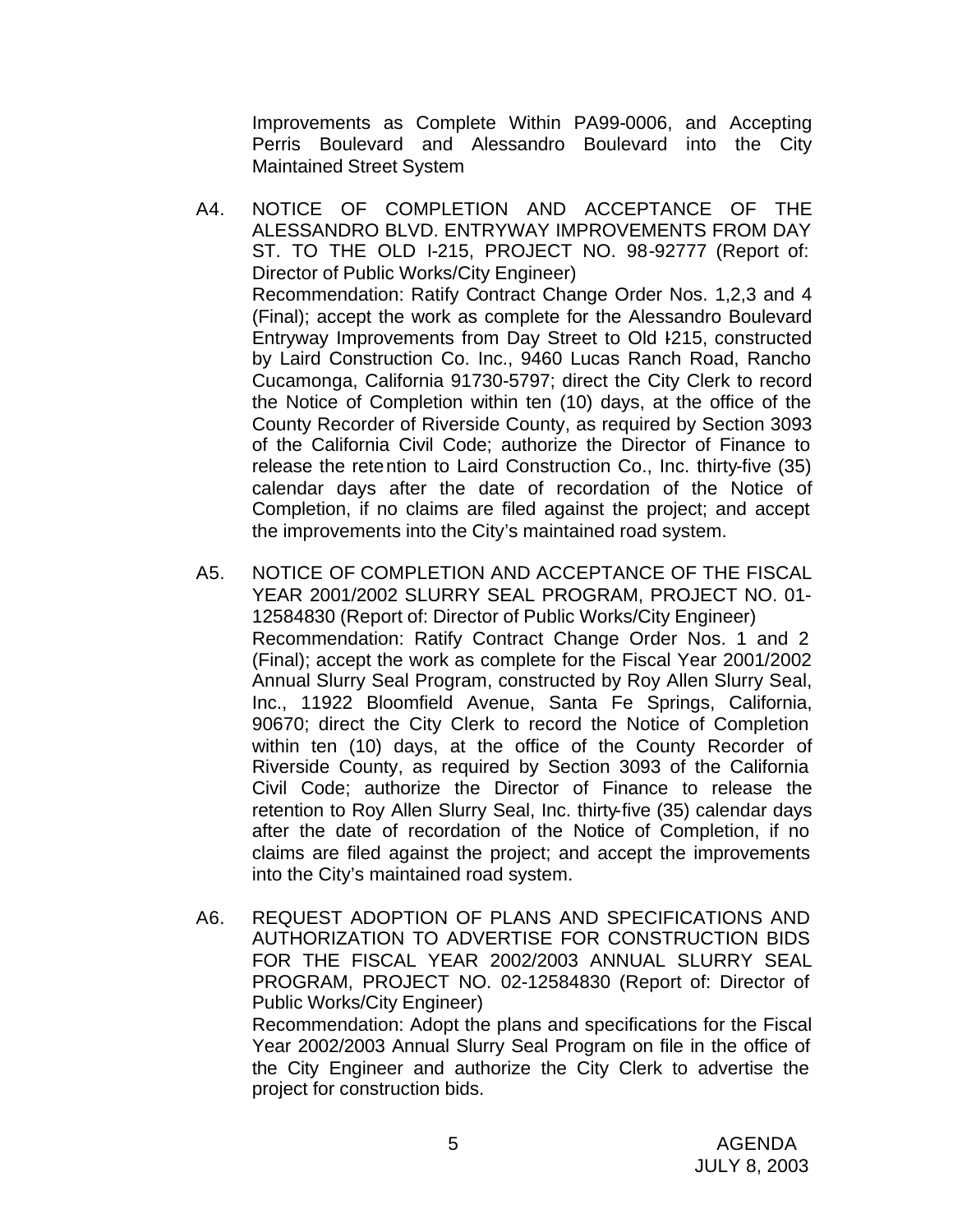Improvements as Complete Within PA99-0006, and Accepting Perris Boulevard and Alessandro Boulevard into the City Maintained Street System

A4. NOTICE OF COMPLETION AND ACCEPTANCE OF THE ALESSANDRO BLVD. ENTRYWAY IMPROVEMENTS FROM DAY ST. TO THE OLD I-215, PROJECT NO. 98-92777 (Report of: Director of Public Works/City Engineer)
Recommendation: Ratify Contract Change Order Nos. 1,2,3 and 4 (Final); accept the work as complete for the Alessandro Boulevard Entryway Improvements from Day Street to Old I-215, constructed by Laird Construction Co. Inc., 9460 Lucas Ranch Road, Rancho Cucamonga, California 91730-5797; direct the City Clerk to record the Notice of Completion within ten (10) days, at the office of the County Recorder of Riverside County, as required by Section 3093 of the California Civil Code; authorize the Director of Finance to release the retention to Laird Construction Co., Inc. thirty-five (35) calendar days after the date of recordation of the Notice of Completion, if no claims are filed against the project; and accept the improvements into the City's maintained road system.

A5. NOTICE OF COMPLETION AND ACCEPTANCE OF THE FISCAL YEAR 2001/2002 SLURRY SEAL PROGRAM, PROJECT NO. 01-12584830 (Report of: Director of Public Works/City Engineer)
Recommendation: Ratify Contract Change Order Nos. 1 and 2 (Final); accept the work as complete for the Fiscal Year 2001/2002 Annual Slurry Seal Program, constructed by Roy Allen Slurry Seal, Inc., 11922 Bloomfield Avenue, Santa Fe Springs, California, 90670; direct the City Clerk to record the Notice of Completion within ten (10) days, at the office of the County Recorder of Riverside County, as required by Section 3093 of the California Civil Code; authorize the Director of Finance to release the retention to Roy Allen Slurry Seal, Inc. thirty-five (35) calendar days after the date of recordation of the Notice of Completion, if no claims are filed against the project; and accept the improvements into the City's maintained road system.

A6. REQUEST ADOPTION OF PLANS AND SPECIFICATIONS AND AUTHORIZATION TO ADVERTISE FOR CONSTRUCTION BIDS FOR THE FISCAL YEAR 2002/2003 ANNUAL SLURRY SEAL PROGRAM, PROJECT NO. 02-12584830 (Report of: Director of Public Works/City Engineer)
Recommendation: Adopt the plans and specifications for the Fiscal Year 2002/2003 Annual Slurry Seal Program on file in the office of the City Engineer and authorize the City Clerk to advertise the project for construction bids.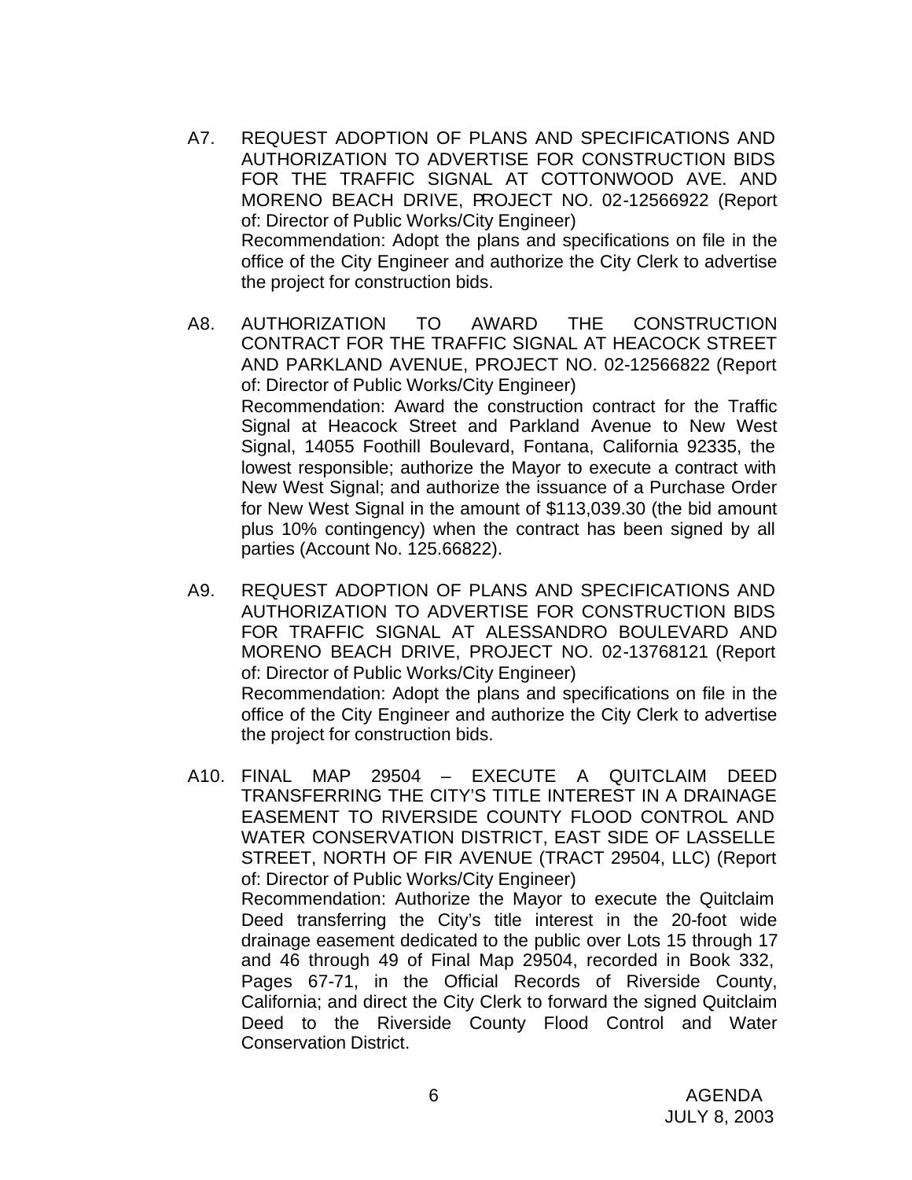A7. REQUEST ADOPTION OF PLANS AND SPECIFICATIONS AND AUTHORIZATION TO ADVERTISE FOR CONSTRUCTION BIDS FOR THE TRAFFIC SIGNAL AT COTTONWOOD AVE. AND MORENO BEACH DRIVE, PROJECT NO. 02-12566922 (Report of: Director of Public Works/City Engineer)

Recommendation: Adopt the plans and specifications on file in the office of the City Engineer and authorize the City Clerk to advertise the project for construction bids.

A8. AUTHORIZATION TO AWARD THE CONSTRUCTION CONTRACT FOR THE TRAFFIC SIGNAL AT HEACOCK STREET AND PARKLAND AVENUE, PROJECT NO. 02-12566822 (Report of: Director of Public Works/City Engineer)

Recommendation: Award the construction contract for the Traffic Signal at Heacock Street and Parkland Avenue to New West Signal, 14055 Foothill Boulevard, Fontana, California 92335, the lowest responsible; authorize the Mayor to execute a contract with New West Signal; and authorize the issuance of a Purchase Order for New West Signal in the amount of $113,039.30 (the bid amount plus 10% contingency) when the contract has been signed by all parties (Account No. 125.66822).

A9. REQUEST ADOPTION OF PLANS AND SPECIFICATIONS AND AUTHORIZATION TO ADVERTISE FOR CONSTRUCTION BIDS FOR TRAFFIC SIGNAL AT ALESSANDRO BOULEVARD AND MORENO BEACH DRIVE, PROJECT NO. 02-13768121 (Report of: Director of Public Works/City Engineer)

Recommendation: Adopt the plans and specifications on file in the office of the City Engineer and authorize the City Clerk to advertise the project for construction bids.

A10. FINAL MAP 29504 – EXECUTE A QUITCLAIM DEED TRANSFERRING THE CITY'S TITLE INTEREST IN A DRAINAGE EASEMENT TO RIVERSIDE COUNTY FLOOD CONTROL AND WATER CONSERVATION DISTRICT, EAST SIDE OF LASSELLE STREET, NORTH OF FIR AVENUE (TRACT 29504, LLC) (Report of: Director of Public Works/City Engineer)

Recommendation: Authorize the Mayor to execute the Quitclaim Deed transferring the City's title interest in the 20-foot wide drainage easement dedicated to the public over Lots 15 through 17 and 46 through 49 of Final Map 29504, recorded in Book 332, Pages 67-71, in the Official Records of Riverside County, California; and direct the City Clerk to forward the signed Quitclaim Deed to the Riverside County Flood Control and Water Conservation District.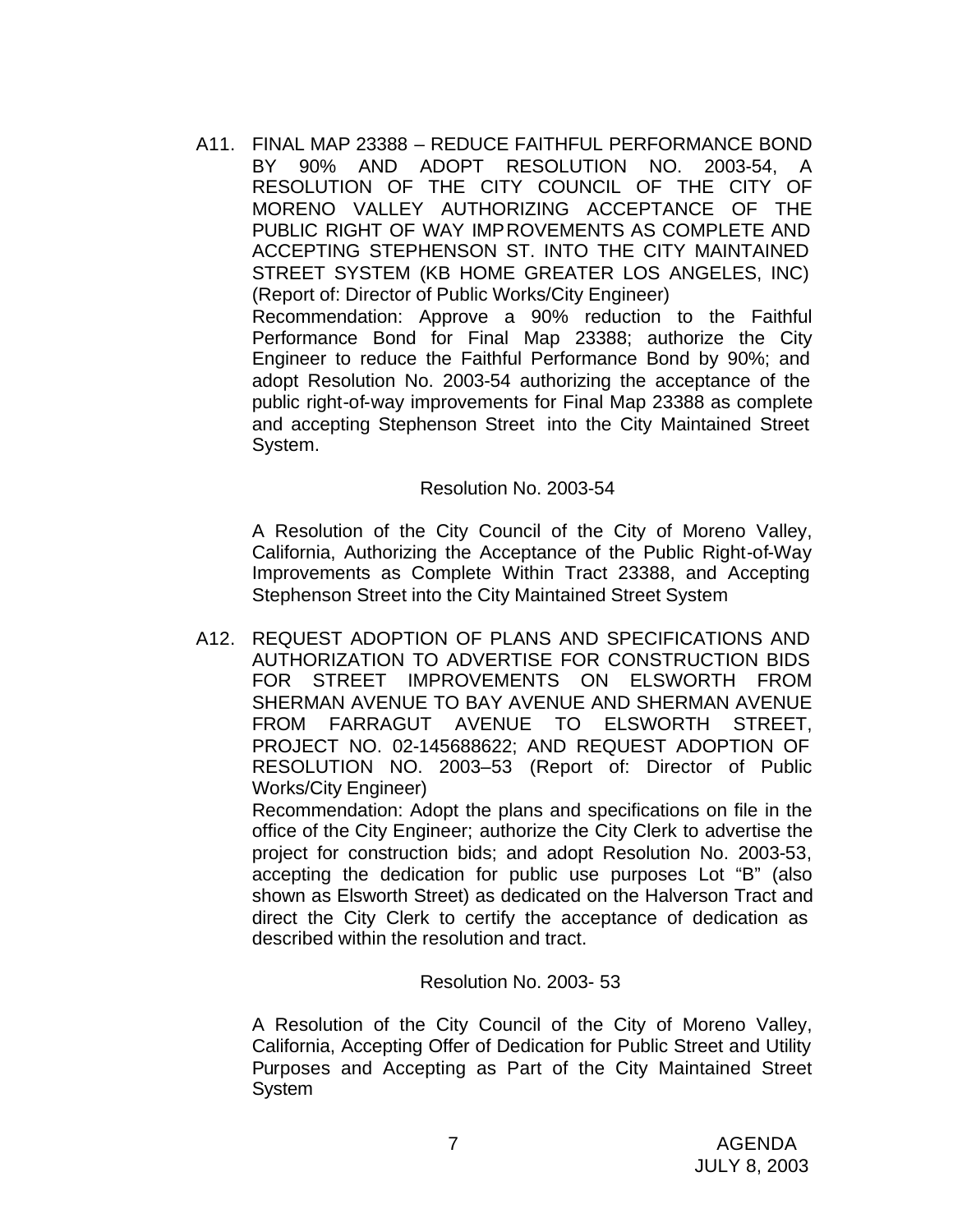A11. FINAL MAP 23388 – REDUCE FAITHFUL PERFORMANCE BOND BY 90% AND ADOPT RESOLUTION NO. 2003-54, A RESOLUTION OF THE CITY COUNCIL OF THE CITY OF MORENO VALLEY AUTHORIZING ACCEPTANCE OF THE PUBLIC RIGHT OF WAY IMPROVEMENTS AS COMPLETE AND ACCEPTING STEPHENSON ST. INTO THE CITY MAINTAINED STREET SYSTEM (KB HOME GREATER LOS ANGELES, INC) (Report of: Director of Public Works/City Engineer)

Recommendation: Approve a 90% reduction to the Faithful Performance Bond for Final Map 23388; authorize the City Engineer to reduce the Faithful Performance Bond by 90%; and adopt Resolution No. 2003-54 authorizing the acceptance of the public right-of-way improvements for Final Map 23388 as complete and accepting Stephenson Street into the City Maintained Street System.

Resolution No. 2003-54

A Resolution of the City Council of the City of Moreno Valley, California, Authorizing the Acceptance of the Public Right-of-Way Improvements as Complete Within Tract 23388, and Accepting Stephenson Street into the City Maintained Street System

A12. REQUEST ADOPTION OF PLANS AND SPECIFICATIONS AND AUTHORIZATION TO ADVERTISE FOR CONSTRUCTION BIDS FOR STREET IMPROVEMENTS ON ELSWORTH FROM SHERMAN AVENUE TO BAY AVENUE AND SHERMAN AVENUE FROM FARRAGUT AVENUE TO ELSWORTH STREET, PROJECT NO. 02-145688622; AND REQUEST ADOPTION OF RESOLUTION NO. 2003–53 (Report of: Director of Public Works/City Engineer)

Recommendation: Adopt the plans and specifications on file in the office of the City Engineer; authorize the City Clerk to advertise the project for construction bids; and adopt Resolution No. 2003-53, accepting the dedication for public use purposes Lot "B" (also shown as Elsworth Street) as dedicated on the Halverson Tract and direct the City Clerk to certify the acceptance of dedication as described within the resolution and tract.

Resolution No. 2003- 53

A Resolution of the City Council of the City of Moreno Valley, California, Accepting Offer of Dedication for Public Street and Utility Purposes and Accepting as Part of the City Maintained Street System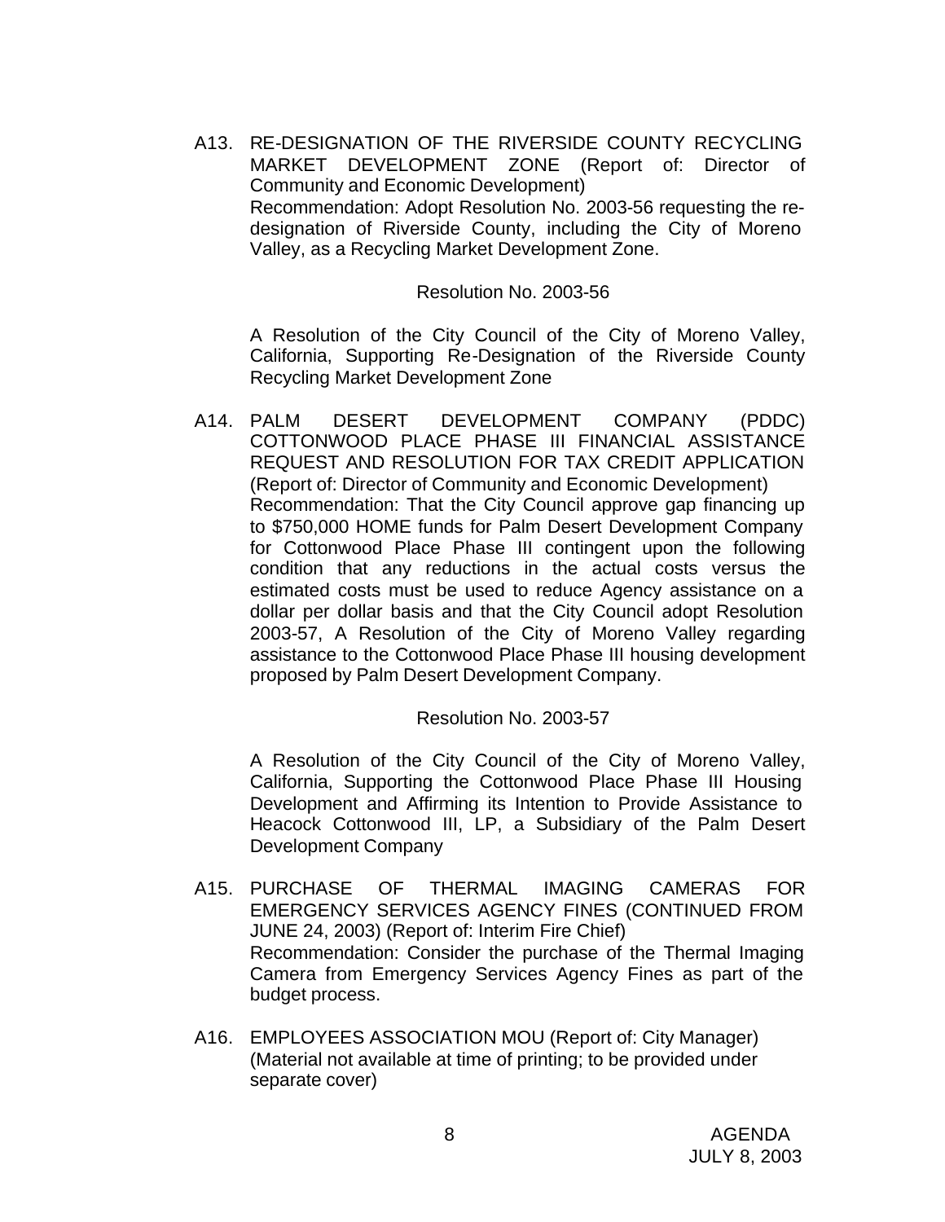A13. RE-DESIGNATION OF THE RIVERSIDE COUNTY RECYCLING MARKET DEVELOPMENT ZONE (Report of: Director of Community and Economic Development)
Recommendation: Adopt Resolution No. 2003-56 requesting the re-designation of Riverside County, including the City of Moreno Valley, as a Recycling Market Development Zone.

Resolution No. 2003-56

A Resolution of the City Council of the City of Moreno Valley, California, Supporting Re-Designation of the Riverside County Recycling Market Development Zone

A14. PALM DESERT DEVELOPMENT COMPANY (PDDC) COTTONWOOD PLACE PHASE III FINANCIAL ASSISTANCE REQUEST AND RESOLUTION FOR TAX CREDIT APPLICATION (Report of: Director of Community and Economic Development)
Recommendation: That the City Council approve gap financing up to $750,000 HOME funds for Palm Desert Development Company for Cottonwood Place Phase III contingent upon the following condition that any reductions in the actual costs versus the estimated costs must be used to reduce Agency assistance on a dollar per dollar basis and that the City Council adopt Resolution 2003-57, A Resolution of the City of Moreno Valley regarding assistance to the Cottonwood Place Phase III housing development proposed by Palm Desert Development Company.

Resolution No. 2003-57

A Resolution of the City Council of the City of Moreno Valley, California, Supporting the Cottonwood Place Phase III Housing Development and Affirming its Intention to Provide Assistance to Heacock Cottonwood III, LP, a Subsidiary of the Palm Desert Development Company

A15. PURCHASE OF THERMAL IMAGING CAMERAS FOR EMERGENCY SERVICES AGENCY FINES (CONTINUED FROM JUNE 24, 2003) (Report of: Interim Fire Chief)
Recommendation: Consider the purchase of the Thermal Imaging Camera from Emergency Services Agency Fines as part of the budget process.

A16. EMPLOYEES ASSOCIATION MOU (Report of: City Manager) (Material not available at time of printing; to be provided under separate cover)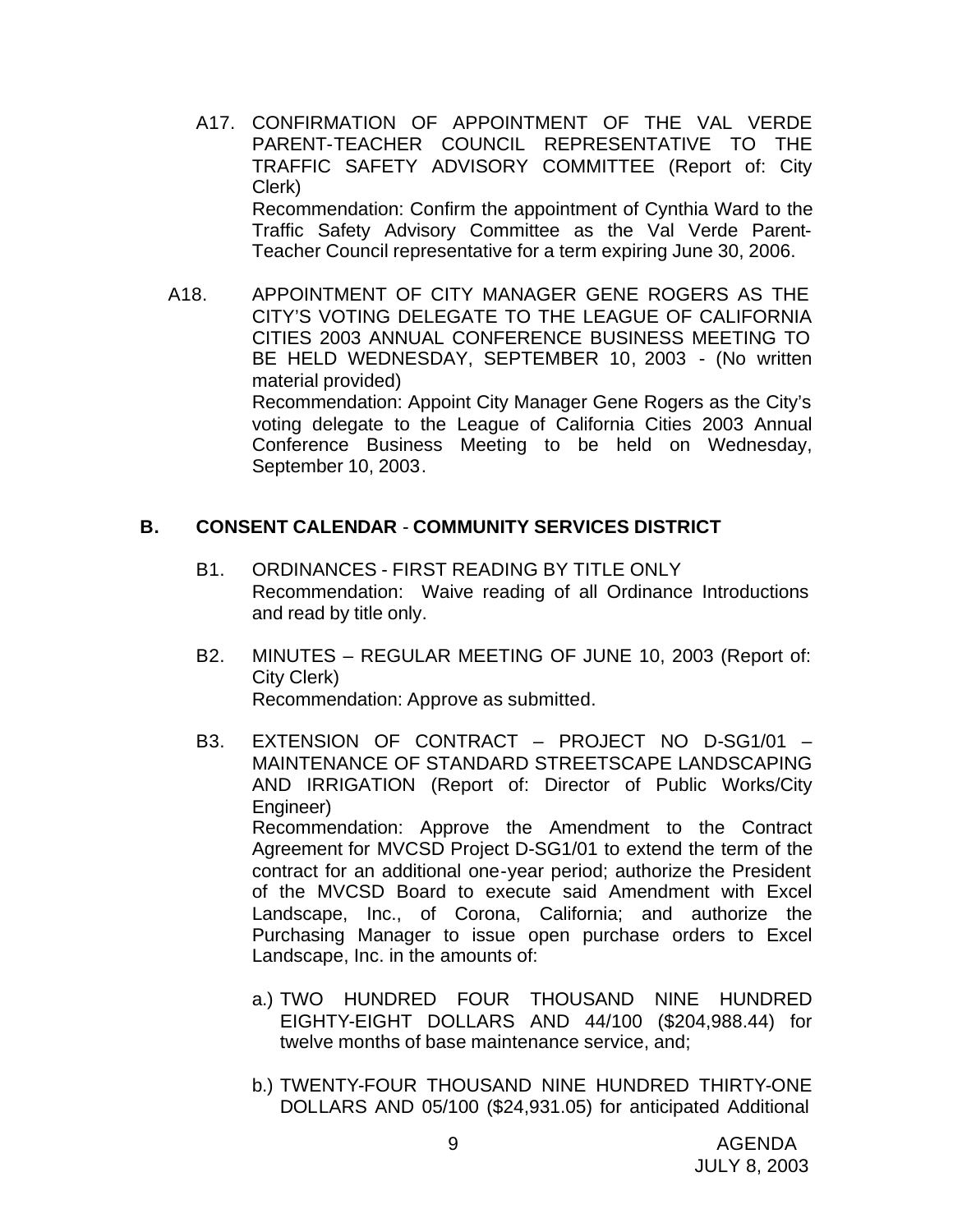A17. CONFIRMATION OF APPOINTMENT OF THE VAL VERDE PARENT-TEACHER COUNCIL REPRESENTATIVE TO THE TRAFFIC SAFETY ADVISORY COMMITTEE (Report of: City Clerk)
Recommendation: Confirm the appointment of Cynthia Ward to the Traffic Safety Advisory Committee as the Val Verde Parent-Teacher Council representative for a term expiring June 30, 2006.

A18. APPOINTMENT OF CITY MANAGER GENE ROGERS AS THE CITY'S VOTING DELEGATE TO THE LEAGUE OF CALIFORNIA CITIES 2003 ANNUAL CONFERENCE BUSINESS MEETING TO BE HELD WEDNESDAY, SEPTEMBER 10, 2003 - (No written material provided)
Recommendation: Appoint City Manager Gene Rogers as the City's voting delegate to the League of California Cities 2003 Annual Conference Business Meeting to be held on Wednesday, September 10, 2003.

## B. CONSENT CALENDAR - COMMUNITY SERVICES DISTRICT

B1. ORDINANCES - FIRST READING BY TITLE ONLY
Recommendation: Waive reading of all Ordinance Introductions and read by title only.

B2. MINUTES – REGULAR MEETING OF JUNE 10, 2003 (Report of: City Clerk)
Recommendation: Approve as submitted.

B3. EXTENSION OF CONTRACT – PROJECT NO D-SG1/01 – MAINTENANCE OF STANDARD STREETSCAPE LANDSCAPING AND IRRIGATION (Report of: Director of Public Works/City Engineer)
Recommendation: Approve the Amendment to the Contract Agreement for MVCSD Project D-SG1/01 to extend the term of the contract for an additional one-year period; authorize the President of the MVCSD Board to execute said Amendment with Excel Landscape, Inc., of Corona, California; and authorize the Purchasing Manager to issue open purchase orders to Excel Landscape, Inc. in the amounts of:

a.) TWO HUNDRED FOUR THOUSAND NINE HUNDRED EIGHTY-EIGHT DOLLARS AND 44/100 ($204,988.44) for twelve months of base maintenance service, and;

b.) TWENTY-FOUR THOUSAND NINE HUNDRED THIRTY-ONE DOLLARS AND 05/100 ($24,931.05) for anticipated Additional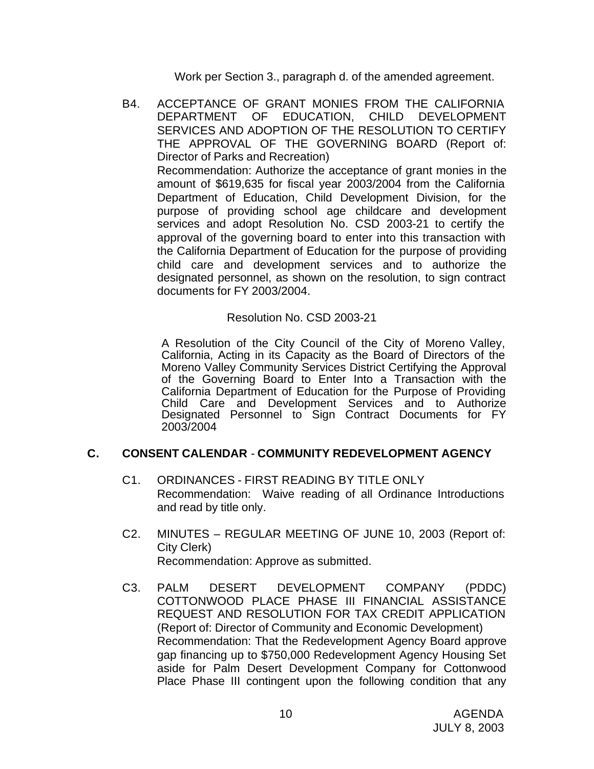Work per Section 3., paragraph d. of the amended agreement.

B4. ACCEPTANCE OF GRANT MONIES FROM THE CALIFORNIA DEPARTMENT OF EDUCATION, CHILD DEVELOPMENT SERVICES AND ADOPTION OF THE RESOLUTION TO CERTIFY THE APPROVAL OF THE GOVERNING BOARD (Report of: Director of Parks and Recreation)
Recommendation: Authorize the acceptance of grant monies in the amount of $619,635 for fiscal year 2003/2004 from the California Department of Education, Child Development Division, for the purpose of providing school age childcare and development services and adopt Resolution No. CSD 2003-21 to certify the approval of the governing board to enter into this transaction with the California Department of Education for the purpose of providing child care and development services and to authorize the designated personnel, as shown on the resolution, to sign contract documents for FY 2003/2004.

Resolution No. CSD 2003-21

A Resolution of the City Council of the City of Moreno Valley, California, Acting in its Capacity as the Board of Directors of the Moreno Valley Community Services District Certifying the Approval of the Governing Board to Enter Into a Transaction with the California Department of Education for the Purpose of Providing Child Care and Development Services and to Authorize Designated Personnel to Sign Contract Documents for FY 2003/2004

## C. CONSENT CALENDAR - COMMUNITY REDEVELOPMENT AGENCY

C1. ORDINANCES - FIRST READING BY TITLE ONLY
Recommendation: Waive reading of all Ordinance Introductions and read by title only.

C2. MINUTES – REGULAR MEETING OF JUNE 10, 2003 (Report of: City Clerk)
Recommendation: Approve as submitted.

C3. PALM DESERT DEVELOPMENT COMPANY (PDDC) COTTONWOOD PLACE PHASE III FINANCIAL ASSISTANCE REQUEST AND RESOLUTION FOR TAX CREDIT APPLICATION (Report of: Director of Community and Economic Development)
Recommendation: That the Redevelopment Agency Board approve gap financing up to $750,000 Redevelopment Agency Housing Set aside for Palm Desert Development Company for Cottonwood Place Phase III contingent upon the following condition that any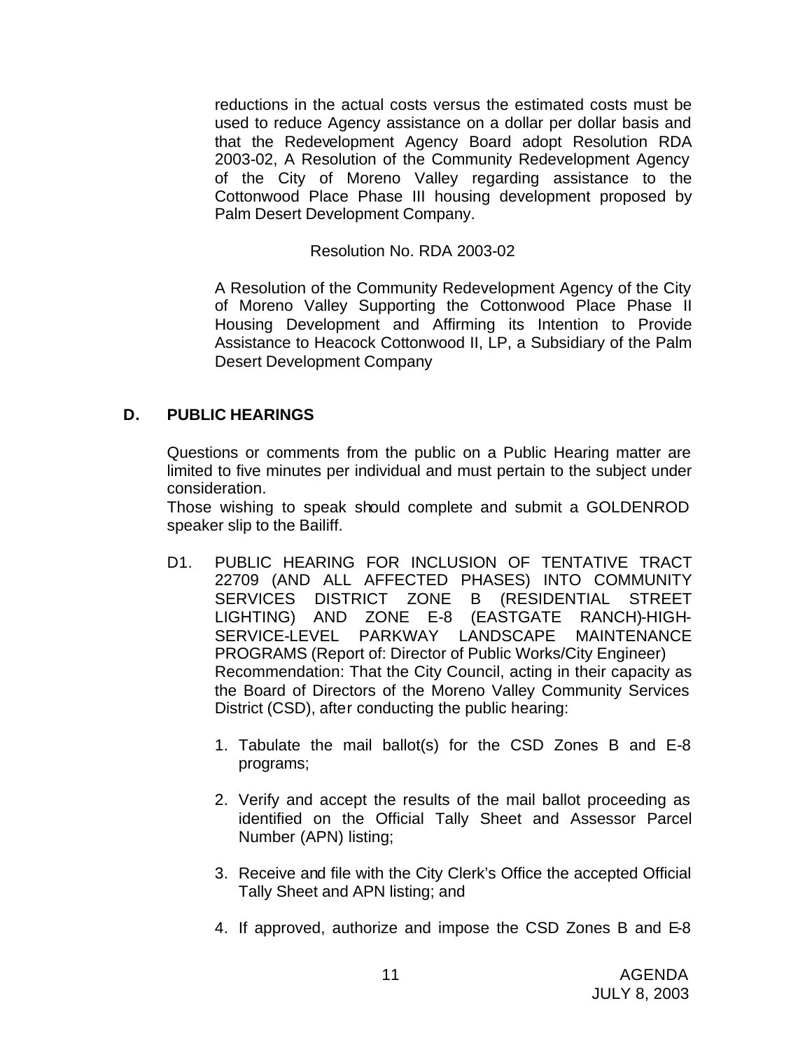reductions in the actual costs versus the estimated costs must be used to reduce Agency assistance on a dollar per dollar basis and that the Redevelopment Agency Board adopt Resolution RDA 2003-02, A Resolution of the Community Redevelopment Agency of the City of Moreno Valley regarding assistance to the Cottonwood Place Phase III housing development proposed by Palm Desert Development Company.

Resolution No. RDA 2003-02

A Resolution of the Community Redevelopment Agency of the City of Moreno Valley Supporting the Cottonwood Place Phase II Housing Development and Affirming its Intention to Provide Assistance to Heacock Cottonwood II, LP, a Subsidiary of the Palm Desert Development Company

## D. PUBLIC HEARINGS

Questions or comments from the public on a Public Hearing matter are limited to five minutes per individual and must pertain to the subject under consideration.

Those wishing to speak should complete and submit a GOLDENROD speaker slip to the Bailiff.

D1. PUBLIC HEARING FOR INCLUSION OF TENTATIVE TRACT 22709 (AND ALL AFFECTED PHASES) INTO COMMUNITY SERVICES DISTRICT ZONE B (RESIDENTIAL STREET LIGHTING) AND ZONE E-8 (EASTGATE RANCH)-HIGH-SERVICE-LEVEL PARKWAY LANDSCAPE MAINTENANCE PROGRAMS (Report of: Director of Public Works/City Engineer)
Recommendation: That the City Council, acting in their capacity as the Board of Directors of the Moreno Valley Community Services District (CSD), after conducting the public hearing:

1. Tabulate the mail ballot(s) for the CSD Zones B and E-8 programs;

2. Verify and accept the results of the mail ballot proceeding as identified on the Official Tally Sheet and Assessor Parcel Number (APN) listing;

3. Receive and file with the City Clerk's Office the accepted Official Tally Sheet and APN listing; and

4. If approved, authorize and impose the CSD Zones B and E-8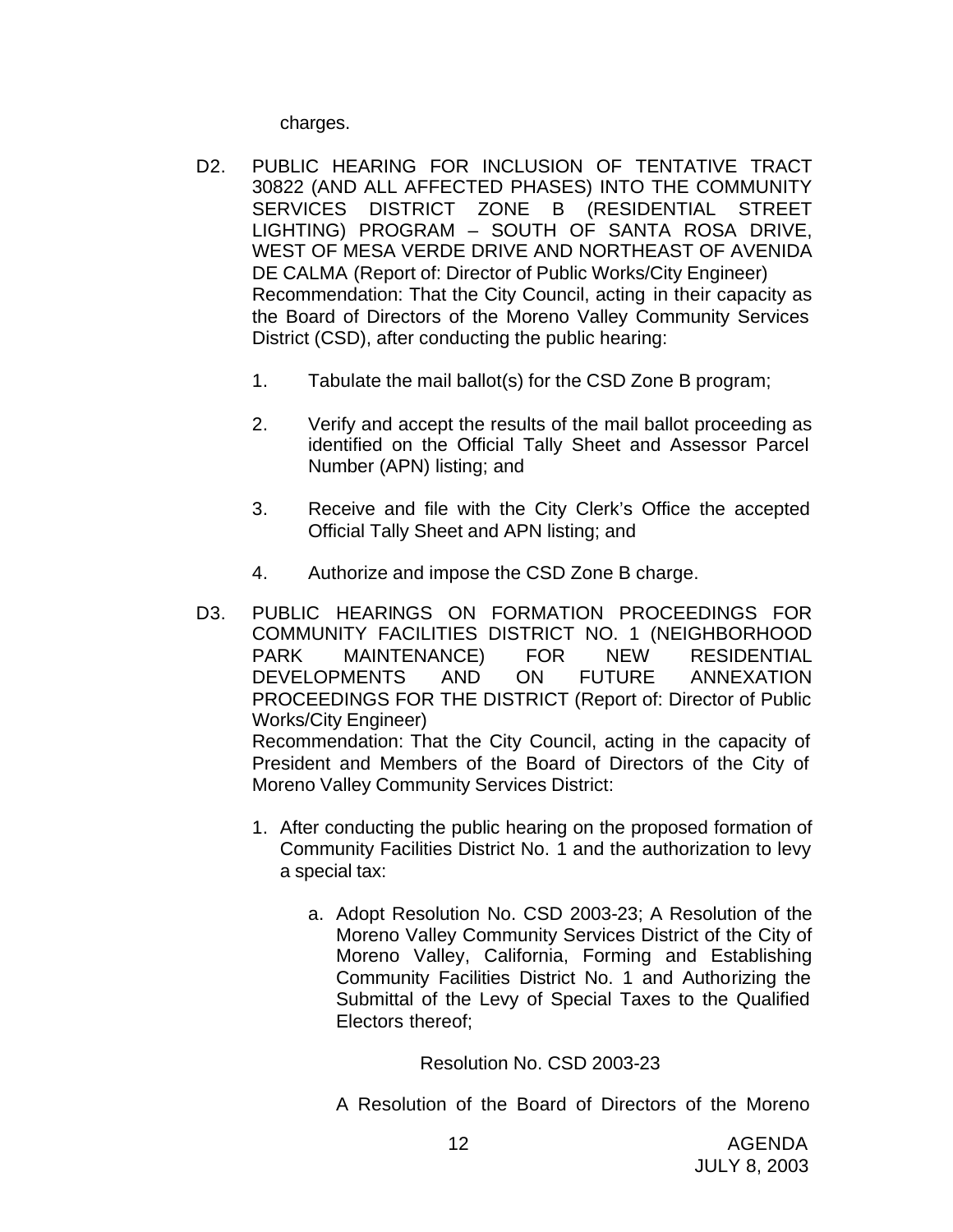charges.

D2. PUBLIC HEARING FOR INCLUSION OF TENTATIVE TRACT 30822 (AND ALL AFFECTED PHASES) INTO THE COMMUNITY SERVICES DISTRICT ZONE B (RESIDENTIAL STREET LIGHTING) PROGRAM – SOUTH OF SANTA ROSA DRIVE, WEST OF MESA VERDE DRIVE AND NORTHEAST OF AVENIDA DE CALMA (Report of: Director of Public Works/City Engineer)
Recommendation: That the City Council, acting in their capacity as the Board of Directors of the Moreno Valley Community Services District (CSD), after conducting the public hearing:

1. Tabulate the mail ballot(s) for the CSD Zone B program;

2. Verify and accept the results of the mail ballot proceeding as identified on the Official Tally Sheet and Assessor Parcel Number (APN) listing; and

3. Receive and file with the City Clerk's Office the accepted Official Tally Sheet and APN listing; and

4. Authorize and impose the CSD Zone B charge.

D3. PUBLIC HEARINGS ON FORMATION PROCEEDINGS FOR COMMUNITY FACILITIES DISTRICT NO. 1 (NEIGHBORHOOD PARK MAINTENANCE) FOR NEW RESIDENTIAL DEVELOPMENTS AND ON FUTURE ANNEXATION PROCEEDINGS FOR THE DISTRICT (Report of: Director of Public Works/City Engineer)
Recommendation: That the City Council, acting in the capacity of President and Members of the Board of Directors of the City of Moreno Valley Community Services District:

1. After conducting the public hearing on the proposed formation of Community Facilities District No. 1 and the authorization to levy a special tax:

   a. Adopt Resolution No. CSD 2003-23; A Resolution of the Moreno Valley Community Services District of the City of Moreno Valley, California, Forming and Establishing Community Facilities District No. 1 and Authorizing the Submittal of the Levy of Special Taxes to the Qualified Electors thereof;

      Resolution No. CSD 2003-23

      A Resolution of the Board of Directors of the Moreno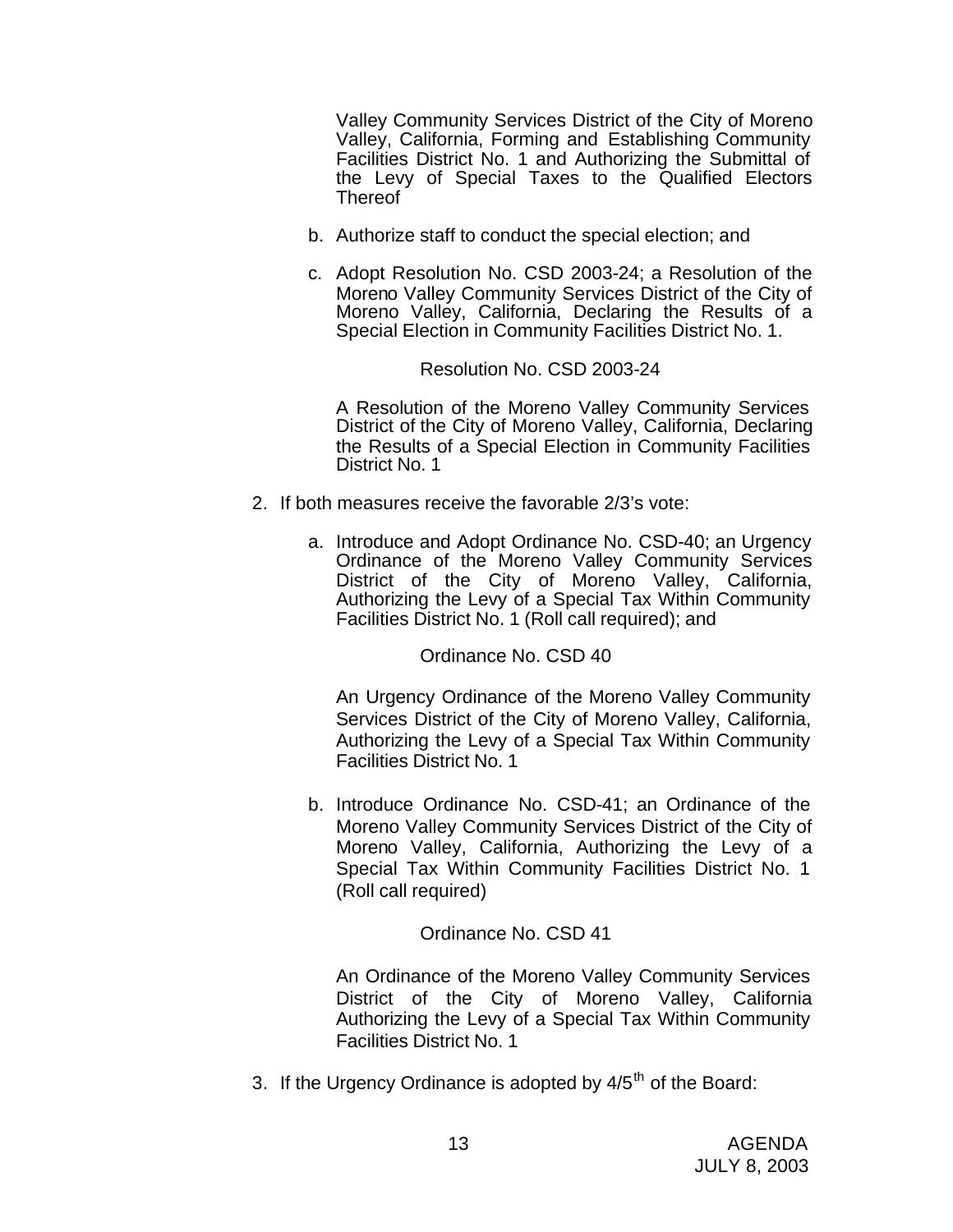Valley Community Services District of the City of Moreno Valley, California, Forming and Establishing Community Facilities District No. 1 and Authorizing the Submittal of the Levy of Special Taxes to the Qualified Electors Thereof

b. Authorize staff to conduct the special election; and

c. Adopt Resolution No. CSD 2003-24; a Resolution of the Moreno Valley Community Services District of the City of Moreno Valley, California, Declaring the Results of a Special Election in Community Facilities District No. 1.

Resolution No. CSD 2003-24

A Resolution of the Moreno Valley Community Services District of the City of Moreno Valley, California, Declaring the Results of a Special Election in Community Facilities District No. 1

2. If both measures receive the favorable 2/3's vote:

   a. Introduce and Adopt Ordinance No. CSD-40; an Urgency Ordinance of the Moreno Valley Community Services District of the City of Moreno Valley, California, Authorizing the Levy of a Special Tax Within Community Facilities District No. 1 (Roll call required); and

   Ordinance No. CSD 40

   An Urgency Ordinance of the Moreno Valley Community Services District of the City of Moreno Valley, California, Authorizing the Levy of a Special Tax Within Community Facilities District No. 1

   b. Introduce Ordinance No. CSD-41; an Ordinance of the Moreno Valley Community Services District of the City of Moreno Valley, California, Authorizing the Levy of a Special Tax Within Community Facilities District No. 1 (Roll call required)

   Ordinance No. CSD 41

   An Ordinance of the Moreno Valley Community Services District of the City of Moreno Valley, California Authorizing the Levy of a Special Tax Within Community Facilities District No. 1

3. If the Urgency Ordinance is adopted by 4/5th of the Board: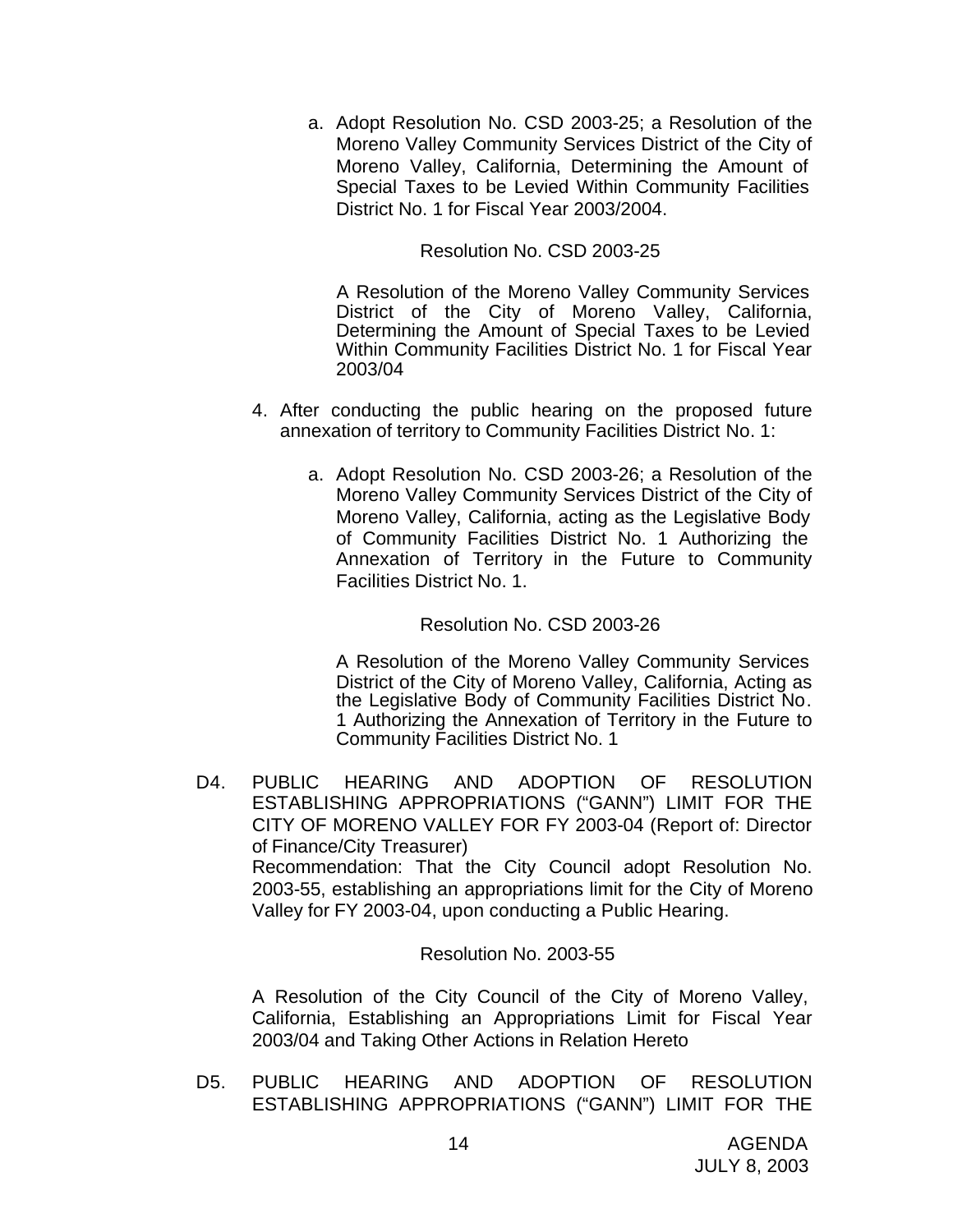a. Adopt Resolution No. CSD 2003-25; a Resolution of the Moreno Valley Community Services District of the City of Moreno Valley, California, Determining the Amount of Special Taxes to be Levied Within Community Facilities District No. 1 for Fiscal Year 2003/2004.

Resolution No. CSD 2003-25

A Resolution of the Moreno Valley Community Services District of the City of Moreno Valley, California, Determining the Amount of Special Taxes to be Levied Within Community Facilities District No. 1 for Fiscal Year 2003/04

4. After conducting the public hearing on the proposed future annexation of territory to Community Facilities District No. 1:

   a. Adopt Resolution No. CSD 2003-26; a Resolution of the Moreno Valley Community Services District of the City of Moreno Valley, California, acting as the Legislative Body of Community Facilities District No. 1 Authorizing the Annexation of Territory in the Future to Community Facilities District No. 1.

Resolution No. CSD 2003-26

A Resolution of the Moreno Valley Community Services District of the City of Moreno Valley, California, Acting as the Legislative Body of Community Facilities District No. 1 Authorizing the Annexation of Territory in the Future to Community Facilities District No. 1

D4. PUBLIC HEARING AND ADOPTION OF RESOLUTION ESTABLISHING APPROPRIATIONS ("GANN") LIMIT FOR THE CITY OF MORENO VALLEY FOR FY 2003-04 (Report of: Director of Finance/City Treasurer)
Recommendation: That the City Council adopt Resolution No. 2003-55, establishing an appropriations limit for the City of Moreno Valley for FY 2003-04, upon conducting a Public Hearing.

Resolution No. 2003-55

A Resolution of the City Council of the City of Moreno Valley, California, Establishing an Appropriations Limit for Fiscal Year 2003/04 and Taking Other Actions in Relation Hereto

D5. PUBLIC HEARING AND ADOPTION OF RESOLUTION ESTABLISHING APPROPRIATIONS ("GANN") LIMIT FOR THE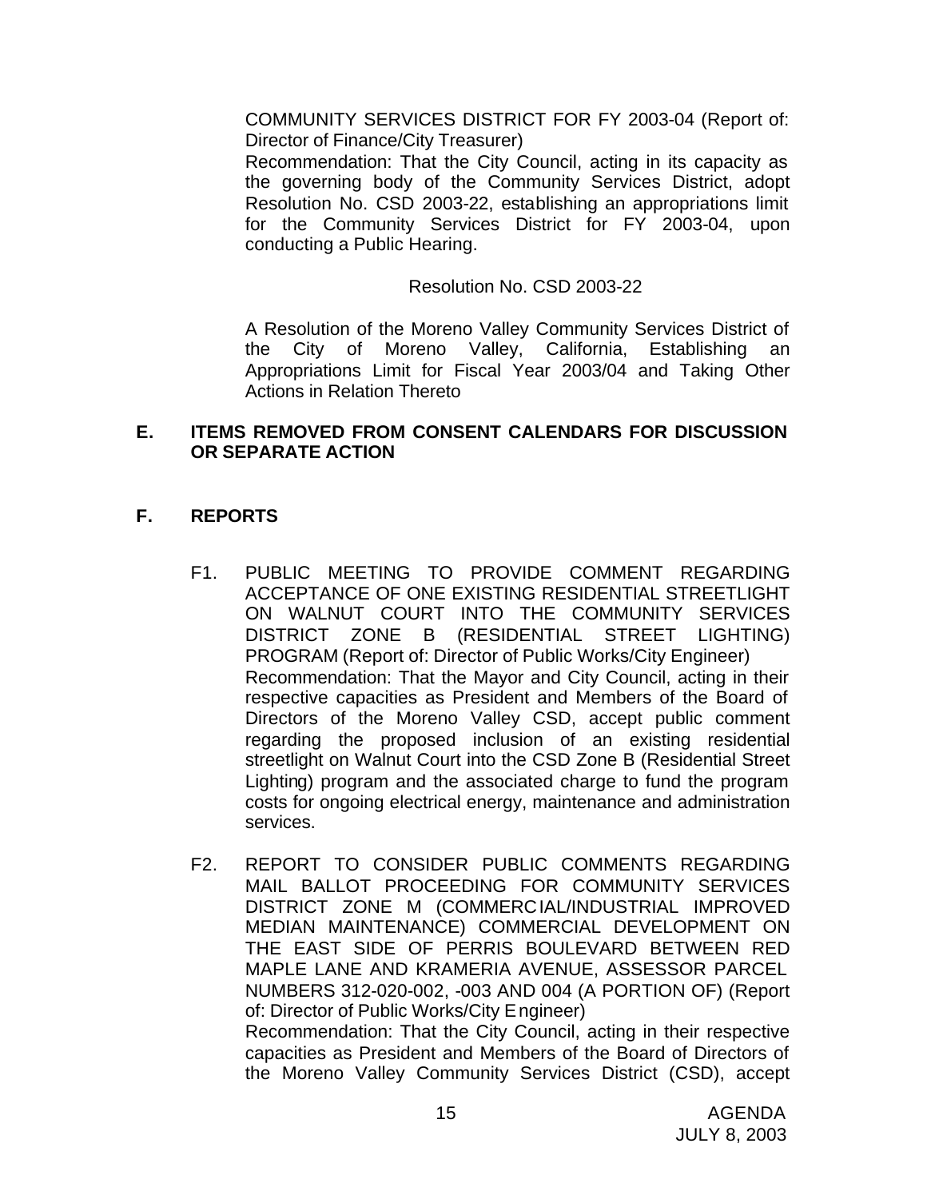COMMUNITY SERVICES DISTRICT FOR FY 2003-04 (Report of: Director of Finance/City Treasurer)

Recommendation: That the City Council, acting in its capacity as the governing body of the Community Services District, adopt Resolution No. CSD 2003-22, establishing an appropriations limit for the Community Services District for FY 2003-04, upon conducting a Public Hearing.

Resolution No. CSD 2003-22

A Resolution of the Moreno Valley Community Services District of the City of Moreno Valley, California, Establishing an Appropriations Limit for Fiscal Year 2003/04 and Taking Other Actions in Relation Thereto

## E. ITEMS REMOVED FROM CONSENT CALENDARS FOR DISCUSSION OR SEPARATE ACTION

## F. REPORTS

F1. PUBLIC MEETING TO PROVIDE COMMENT REGARDING ACCEPTANCE OF ONE EXISTING RESIDENTIAL STREETLIGHT ON WALNUT COURT INTO THE COMMUNITY SERVICES DISTRICT ZONE B (RESIDENTIAL STREET LIGHTING) PROGRAM (Report of: Director of Public Works/City Engineer)

Recommendation: That the Mayor and City Council, acting in their respective capacities as President and Members of the Board of Directors of the Moreno Valley CSD, accept public comment regarding the proposed inclusion of an existing residential streetlight on Walnut Court into the CSD Zone B (Residential Street Lighting) program and the associated charge to fund the program costs for ongoing electrical energy, maintenance and administration services.

F2. REPORT TO CONSIDER PUBLIC COMMENTS REGARDING MAIL BALLOT PROCEEDING FOR COMMUNITY SERVICES DISTRICT ZONE M (COMMERCIAL/INDUSTRIAL IMPROVED MEDIAN MAINTENANCE) COMMERCIAL DEVELOPMENT ON THE EAST SIDE OF PERRIS BOULEVARD BETWEEN RED MAPLE LANE AND KRAMERIA AVENUE, ASSESSOR PARCEL NUMBERS 312-020-002, -003 AND 004 (A PORTION OF) (Report of: Director of Public Works/City Engineer)

Recommendation: That the City Council, acting in their respective capacities as President and Members of the Board of Directors of the Moreno Valley Community Services District (CSD), accept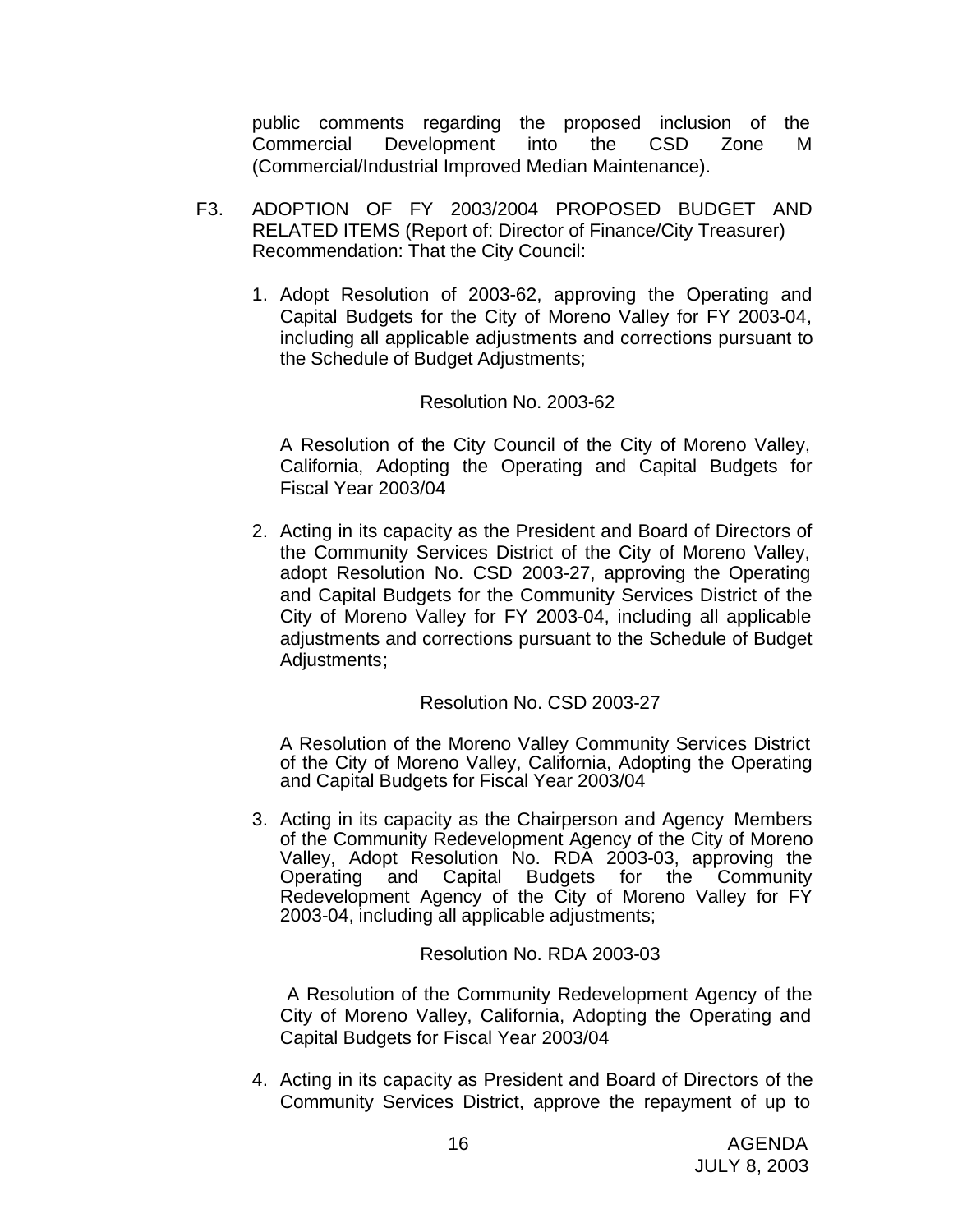public comments regarding the proposed inclusion of the Commercial Development into the CSD Zone M (Commercial/Industrial Improved Median Maintenance).

F3. ADOPTION OF FY 2003/2004 PROPOSED BUDGET AND RELATED ITEMS (Report of: Director of Finance/City Treasurer)
Recommendation: That the City Council:

1. Adopt Resolution of 2003-62, approving the Operating and Capital Budgets for the City of Moreno Valley for FY 2003-04, including all applicable adjustments and corrections pursuant to the Schedule of Budget Adjustments;

   Resolution No. 2003-62

   A Resolution of the City Council of the City of Moreno Valley, California, Adopting the Operating and Capital Budgets for Fiscal Year 2003/04

2. Acting in its capacity as the President and Board of Directors of the Community Services District of the City of Moreno Valley, adopt Resolution No. CSD 2003-27, approving the Operating and Capital Budgets for the Community Services District of the City of Moreno Valley for FY 2003-04, including all applicable adjustments and corrections pursuant to the Schedule of Budget Adjustments;

   Resolution No. CSD 2003-27

   A Resolution of the Moreno Valley Community Services District of the City of Moreno Valley, California, Adopting the Operating and Capital Budgets for Fiscal Year 2003/04

3. Acting in its capacity as the Chairperson and Agency Members of the Community Redevelopment Agency of the City of Moreno Valley, Adopt Resolution No. RDA 2003-03, approving the Operating and Capital Budgets for the Community Redevelopment Agency of the City of Moreno Valley for FY 2003-04, including all applicable adjustments;

   Resolution No. RDA 2003-03

   A Resolution of the Community Redevelopment Agency of the City of Moreno Valley, California, Adopting the Operating and Capital Budgets for Fiscal Year 2003/04

4. Acting in its capacity as President and Board of Directors of the Community Services District, approve the repayment of up to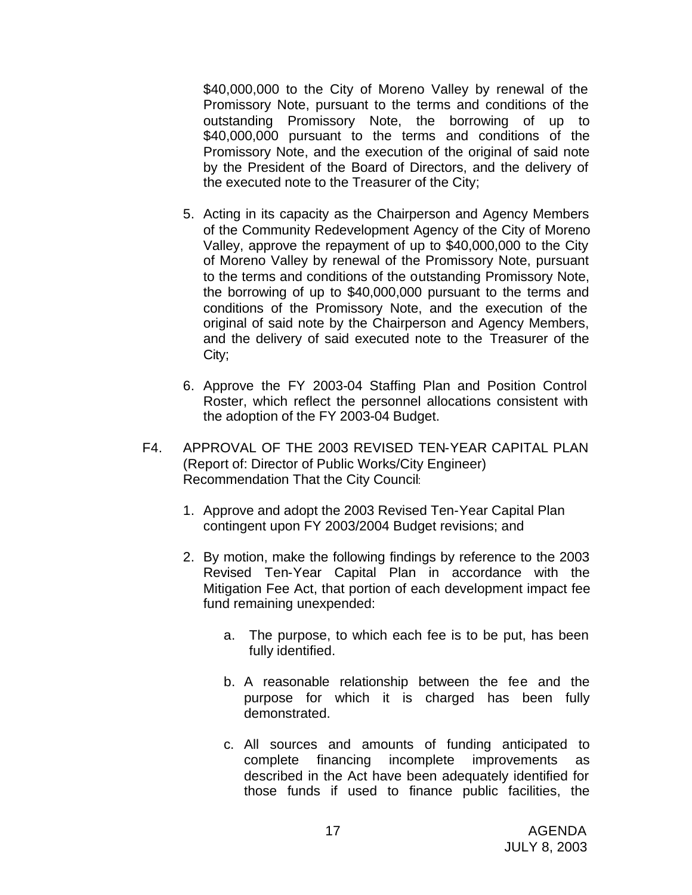$40,000,000 to the City of Moreno Valley by renewal of the Promissory Note, pursuant to the terms and conditions of the outstanding Promissory Note, the borrowing of up to $40,000,000 pursuant to the terms and conditions of the Promissory Note, and the execution of the original of said note by the President of the Board of Directors, and the delivery of the executed note to the Treasurer of the City;

5. Acting in its capacity as the Chairperson and Agency Members of the Community Redevelopment Agency of the City of Moreno Valley, approve the repayment of up to $40,000,000 to the City of Moreno Valley by renewal of the Promissory Note, pursuant to the terms and conditions of the outstanding Promissory Note, the borrowing of up to $40,000,000 pursuant to the terms and conditions of the Promissory Note, and the execution of the original of said note by the Chairperson and Agency Members, and the delivery of said executed note to the Treasurer of the City;

6. Approve the FY 2003-04 Staffing Plan and Position Control Roster, which reflect the personnel allocations consistent with the adoption of the FY 2003-04 Budget.

F4. APPROVAL OF THE 2003 REVISED TEN-YEAR CAPITAL PLAN (Report of: Director of Public Works/City Engineer)
Recommendation That the City Council:

1. Approve and adopt the 2003 Revised Ten-Year Capital Plan contingent upon FY 2003/2004 Budget revisions; and

2. By motion, make the following findings by reference to the 2003 Revised Ten-Year Capital Plan in accordance with the Mitigation Fee Act, that portion of each development impact fee fund remaining unexpended:

   a. The purpose, to which each fee is to be put, has been fully identified.

   b. A reasonable relationship between the fee and the purpose for which it is charged has been fully demonstrated.

   c. All sources and amounts of funding anticipated to complete financing incomplete improvements as described in the Act have been adequately identified for those funds if used to finance public facilities, the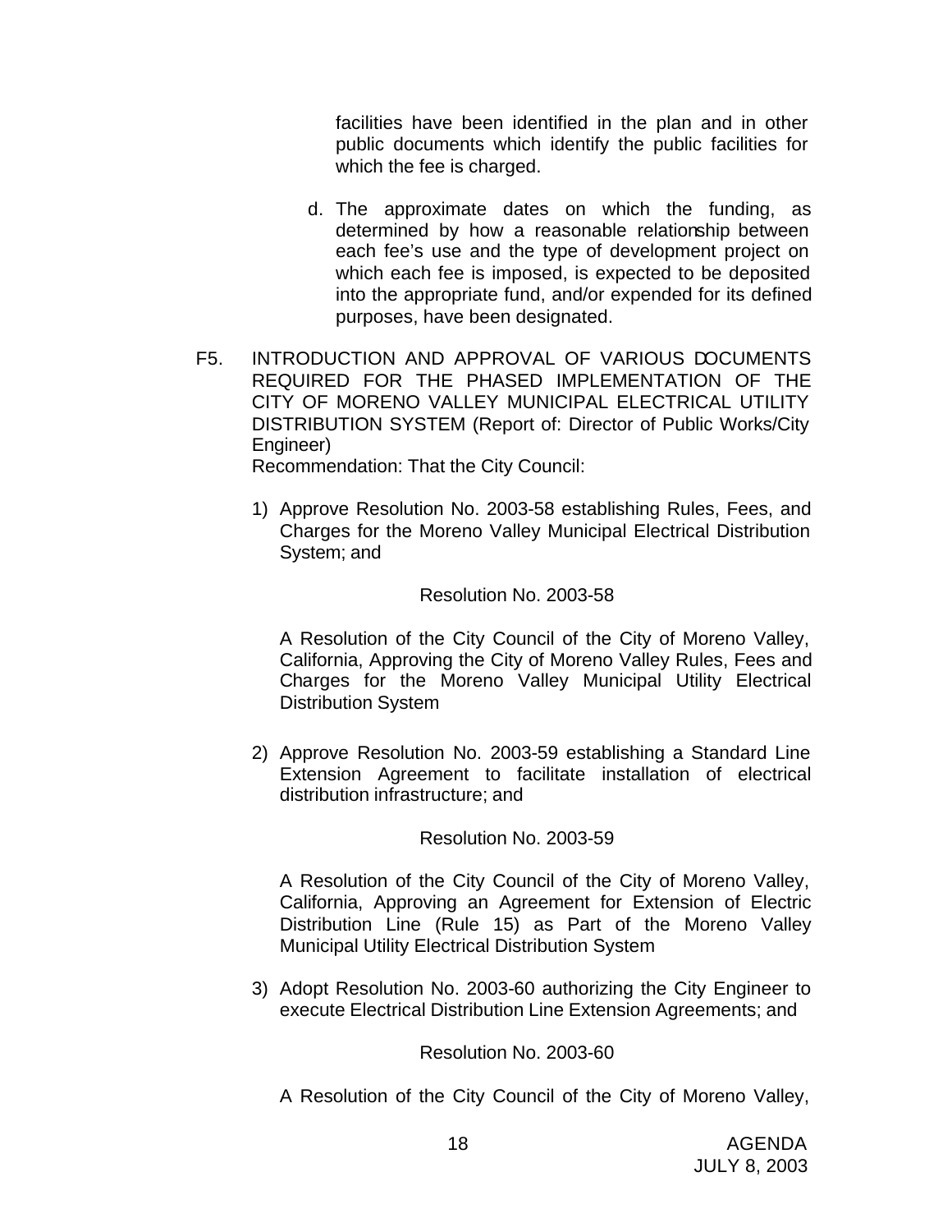facilities have been identified in the plan and in other public documents which identify the public facilities for which the fee is charged.

d. The approximate dates on which the funding, as determined by how a reasonable relationship between each fee's use and the type of development project on which each fee is imposed, is expected to be deposited into the appropriate fund, and/or expended for its defined purposes, have been designated.

F5. INTRODUCTION AND APPROVAL OF VARIOUS DOCUMENTS REQUIRED FOR THE PHASED IMPLEMENTATION OF THE CITY OF MORENO VALLEY MUNICIPAL ELECTRICAL UTILITY DISTRIBUTION SYSTEM (Report of: Director of Public Works/City Engineer)
Recommendation: That the City Council:

1) Approve Resolution No. 2003-58 establishing Rules, Fees, and Charges for the Moreno Valley Municipal Electrical Distribution System; and

Resolution No. 2003-58

A Resolution of the City Council of the City of Moreno Valley, California, Approving the City of Moreno Valley Rules, Fees and Charges for the Moreno Valley Municipal Utility Electrical Distribution System

2) Approve Resolution No. 2003-59 establishing a Standard Line Extension Agreement to facilitate installation of electrical distribution infrastructure; and

Resolution No. 2003-59

A Resolution of the City Council of the City of Moreno Valley, California, Approving an Agreement for Extension of Electric Distribution Line (Rule 15) as Part of the Moreno Valley Municipal Utility Electrical Distribution System

3) Adopt Resolution No. 2003-60 authorizing the City Engineer to execute Electrical Distribution Line Extension Agreements; and

Resolution No. 2003-60

A Resolution of the City Council of the City of Moreno Valley,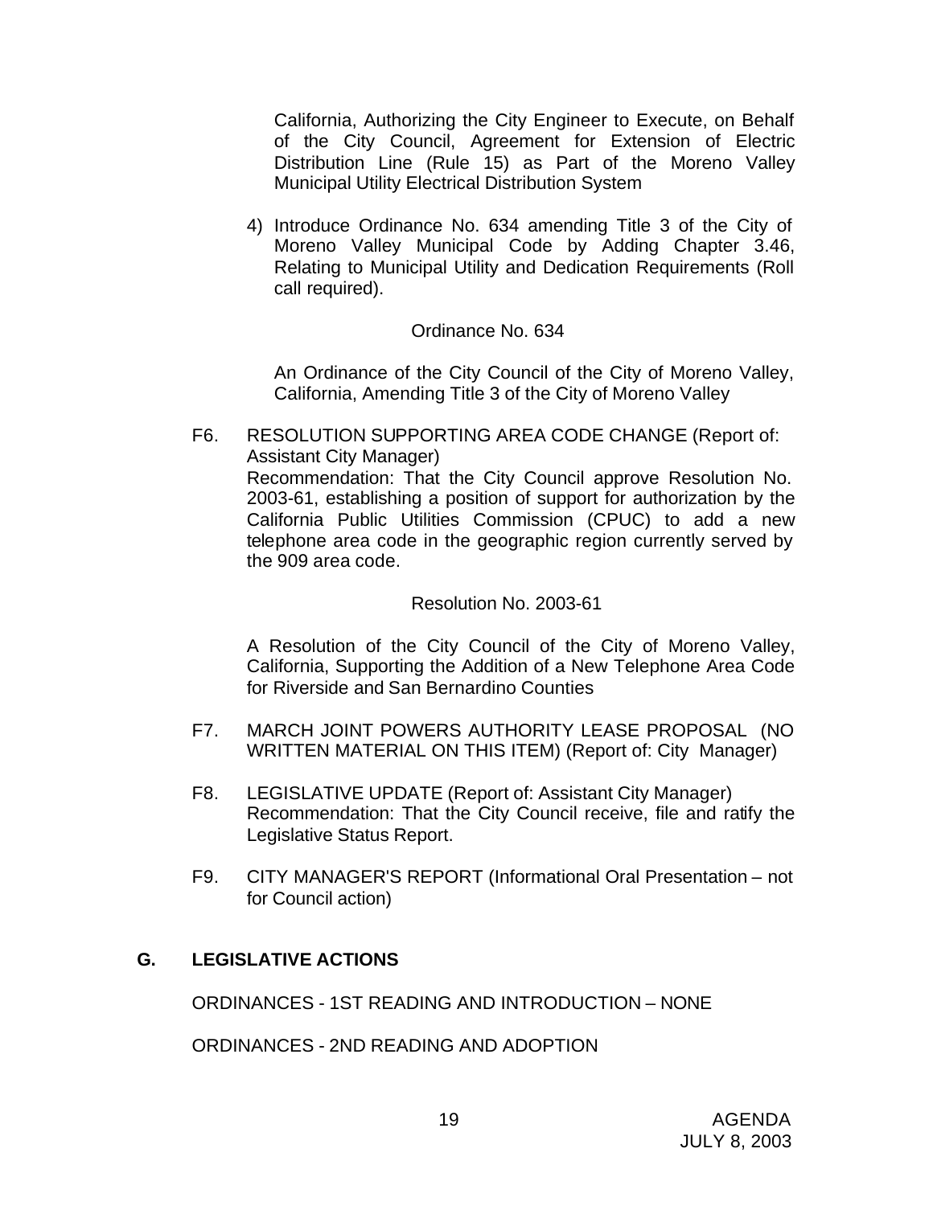California, Authorizing the City Engineer to Execute, on Behalf of the City Council, Agreement for Extension of Electric Distribution Line (Rule 15) as Part of the Moreno Valley Municipal Utility Electrical Distribution System

4) Introduce Ordinance No. 634 amending Title 3 of the City of Moreno Valley Municipal Code by Adding Chapter 3.46, Relating to Municipal Utility and Dedication Requirements (Roll call required).

Ordinance No. 634

An Ordinance of the City Council of the City of Moreno Valley, California, Amending Title 3 of the City of Moreno Valley

F6. RESOLUTION SUPPORTING AREA CODE CHANGE (Report of: Assistant City Manager)
Recommendation: That the City Council approve Resolution No. 2003-61, establishing a position of support for authorization by the California Public Utilities Commission (CPUC) to add a new telephone area code in the geographic region currently served by the 909 area code.

Resolution No. 2003-61

A Resolution of the City Council of the City of Moreno Valley, California, Supporting the Addition of a New Telephone Area Code for Riverside and San Bernardino Counties

F7. MARCH JOINT POWERS AUTHORITY LEASE PROPOSAL (NO WRITTEN MATERIAL ON THIS ITEM) (Report of: City Manager)

F8. LEGISLATIVE UPDATE (Report of: Assistant City Manager)
Recommendation: That the City Council receive, file and ratify the Legislative Status Report.

F9. CITY MANAGER'S REPORT (Informational Oral Presentation – not for Council action)

## G. LEGISLATIVE ACTIONS

ORDINANCES - 1ST READING AND INTRODUCTION – NONE

ORDINANCES - 2ND READING AND ADOPTION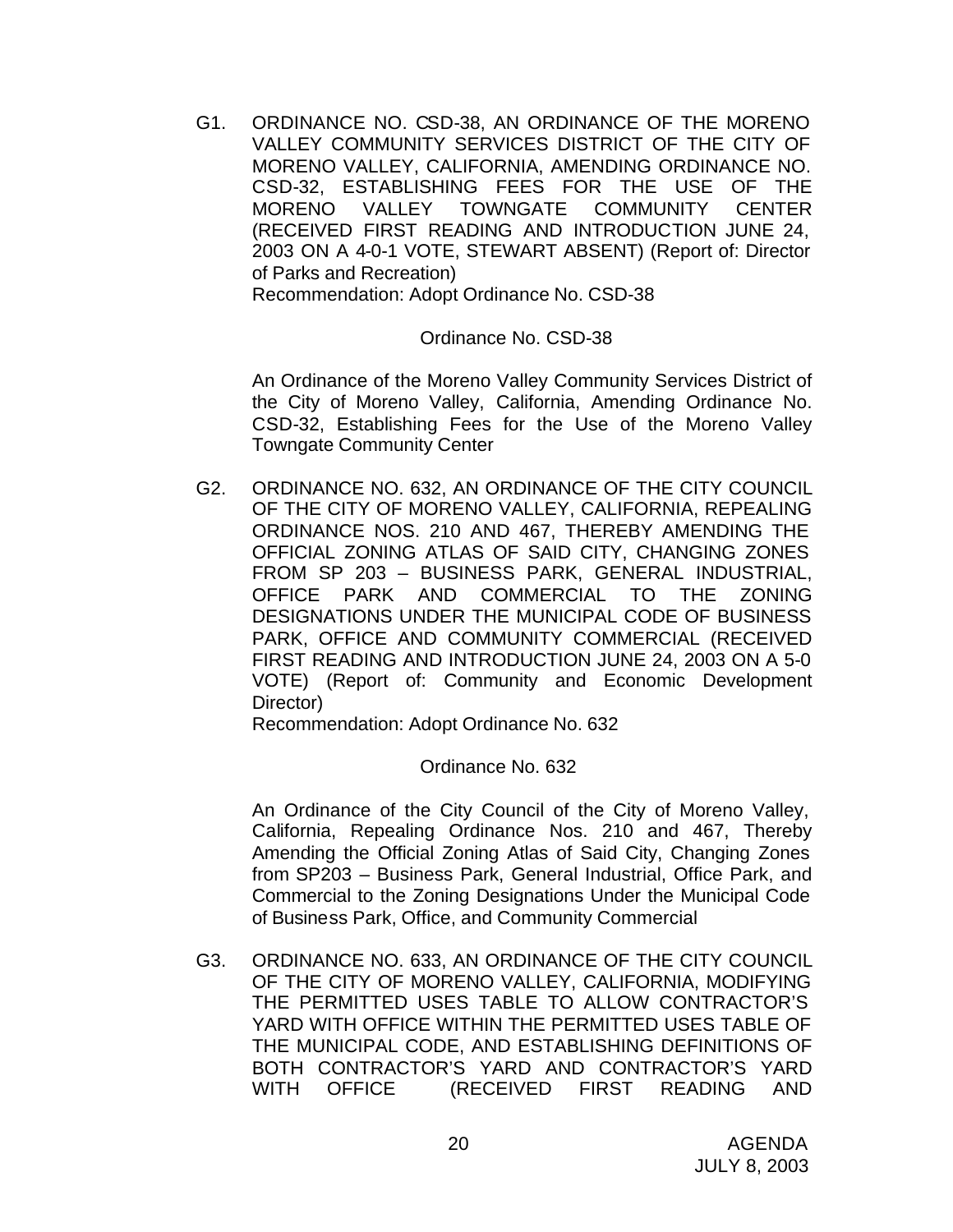G1. ORDINANCE NO. CSD-38, AN ORDINANCE OF THE MORENO VALLEY COMMUNITY SERVICES DISTRICT OF THE CITY OF MORENO VALLEY, CALIFORNIA, AMENDING ORDINANCE NO. CSD-32, ESTABLISHING FEES FOR THE USE OF THE MORENO VALLEY TOWNGATE COMMUNITY CENTER (RECEIVED FIRST READING AND INTRODUCTION JUNE 24, 2003 ON A 4-0-1 VOTE, STEWART ABSENT) (Report of: Director of Parks and Recreation)

Recommendation: Adopt Ordinance No. CSD-38

Ordinance No. CSD-38

An Ordinance of the Moreno Valley Community Services District of the City of Moreno Valley, California, Amending Ordinance No. CSD-32, Establishing Fees for the Use of the Moreno Valley Towngate Community Center

G2. ORDINANCE NO. 632, AN ORDINANCE OF THE CITY COUNCIL OF THE CITY OF MORENO VALLEY, CALIFORNIA, REPEALING ORDINANCE NOS. 210 AND 467, THEREBY AMENDING THE OFFICIAL ZONING ATLAS OF SAID CITY, CHANGING ZONES FROM SP 203 – BUSINESS PARK, GENERAL INDUSTRIAL, OFFICE PARK AND COMMERCIAL TO THE ZONING DESIGNATIONS UNDER THE MUNICIPAL CODE OF BUSINESS PARK, OFFICE AND COMMUNITY COMMERCIAL (RECEIVED FIRST READING AND INTRODUCTION JUNE 24, 2003 ON A 5-0 VOTE) (Report of: Community and Economic Development Director)

Recommendation: Adopt Ordinance No. 632

Ordinance No. 632

An Ordinance of the City Council of the City of Moreno Valley, California, Repealing Ordinance Nos. 210 and 467, Thereby Amending the Official Zoning Atlas of Said City, Changing Zones from SP203 – Business Park, General Industrial, Office Park, and Commercial to the Zoning Designations Under the Municipal Code of Business Park, Office, and Community Commercial

G3. ORDINANCE NO. 633, AN ORDINANCE OF THE CITY COUNCIL OF THE CITY OF MORENO VALLEY, CALIFORNIA, MODIFYING THE PERMITTED USES TABLE TO ALLOW CONTRACTOR'S YARD WITH OFFICE WITHIN THE PERMITTED USES TABLE OF THE MUNICIPAL CODE, AND ESTABLISHING DEFINITIONS OF BOTH CONTRACTOR'S YARD AND CONTRACTOR'S YARD WITH OFFICE (RECEIVED FIRST READING AND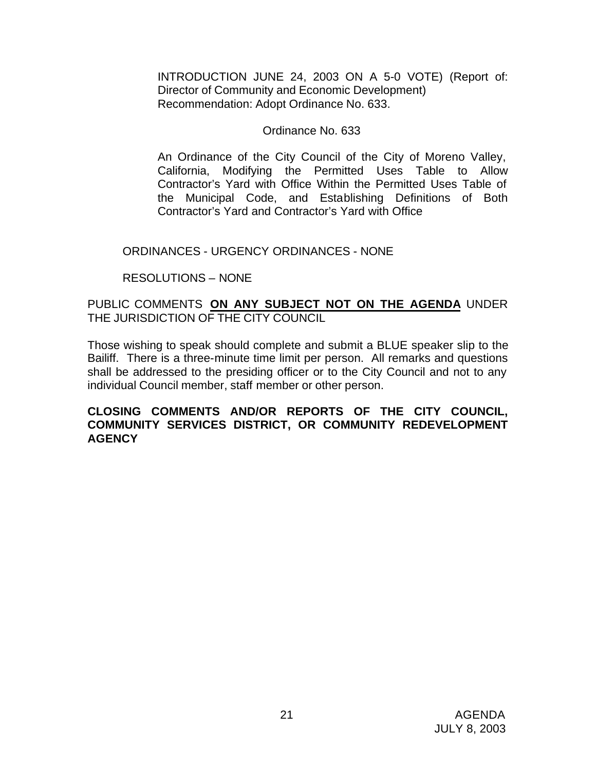INTRODUCTION JUNE 24, 2003 ON A 5-0 VOTE) (Report of: Director of Community and Economic Development)
Recommendation: Adopt Ordinance No. 633.

Ordinance No. 633

An Ordinance of the City Council of the City of Moreno Valley, California, Modifying the Permitted Uses Table to Allow Contractor's Yard with Office Within the Permitted Uses Table of the Municipal Code, and Establishing Definitions of Both Contractor's Yard and Contractor's Yard with Office

ORDINANCES - URGENCY ORDINANCES - NONE

RESOLUTIONS – NONE

PUBLIC COMMENTS **ON ANY SUBJECT NOT ON THE AGENDA** UNDER THE JURISDICTION OF THE CITY COUNCIL

Those wishing to speak should complete and submit a BLUE speaker slip to the Bailiff. There is a three-minute time limit per person. All remarks and questions shall be addressed to the presiding officer or to the City Council and not to any individual Council member, staff member or other person.

**CLOSING COMMENTS AND/OR REPORTS OF THE CITY COUNCIL, COMMUNITY SERVICES DISTRICT, OR COMMUNITY REDEVELOPMENT AGENCY**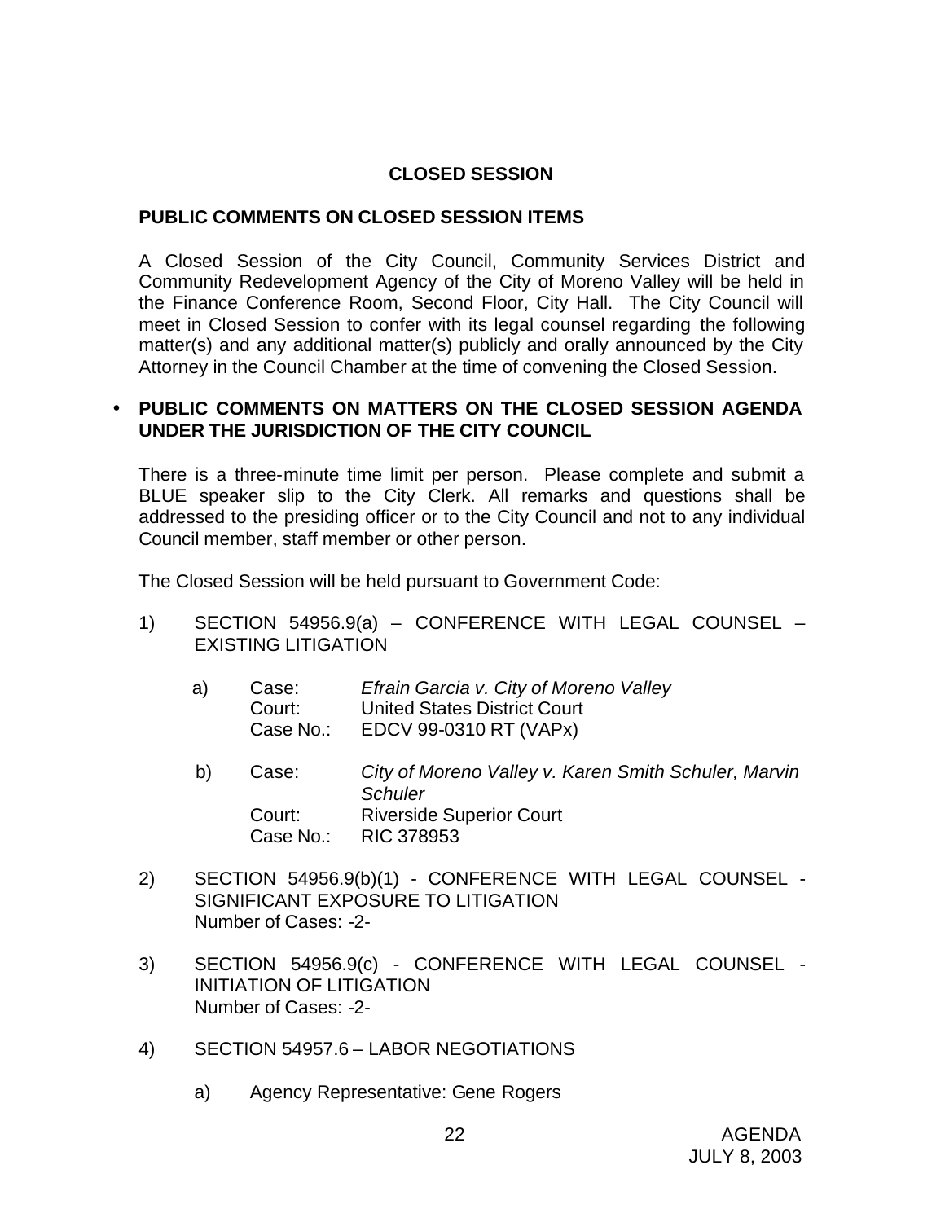## CLOSED SESSION

### PUBLIC COMMENTS ON CLOSED SESSION ITEMS

A Closed Session of the City Council, Community Services District and Community Redevelopment Agency of the City of Moreno Valley will be held in the Finance Conference Room, Second Floor, City Hall. The City Council will meet in Closed Session to confer with its legal counsel regarding the following matter(s) and any additional matter(s) publicly and orally announced by the City Attorney in the Council Chamber at the time of convening the Closed Session.

- **PUBLIC COMMENTS ON MATTERS ON THE CLOSED SESSION AGENDA UNDER THE JURISDICTION OF THE CITY COUNCIL**

There is a three-minute time limit per person. Please complete and submit a BLUE speaker slip to the City Clerk. All remarks and questions shall be addressed to the presiding officer or to the City Council and not to any individual Council member, staff member or other person.

The Closed Session will be held pursuant to Government Code:

1) SECTION 54956.9(a) – CONFERENCE WITH LEGAL COUNSEL – EXISTING LITIGATION

   a) Case: *Efrain Garcia v. City of Moreno Valley*
      Court: United States District Court
      Case No.: EDCV 99-0310 RT (VAPx)

   b) Case: *City of Moreno Valley v. Karen Smith Schuler, Marvin Schuler*
      Court: Riverside Superior Court
      Case No.: RIC 378953

2) SECTION 54956.9(b)(1) - CONFERENCE WITH LEGAL COUNSEL - SIGNIFICANT EXPOSURE TO LITIGATION
   Number of Cases: -2-

3) SECTION 54956.9(c) - CONFERENCE WITH LEGAL COUNSEL - INITIATION OF LITIGATION
   Number of Cases: -2-

4) SECTION 54957.6 – LABOR NEGOTIATIONS

   a) Agency Representative: Gene Rogers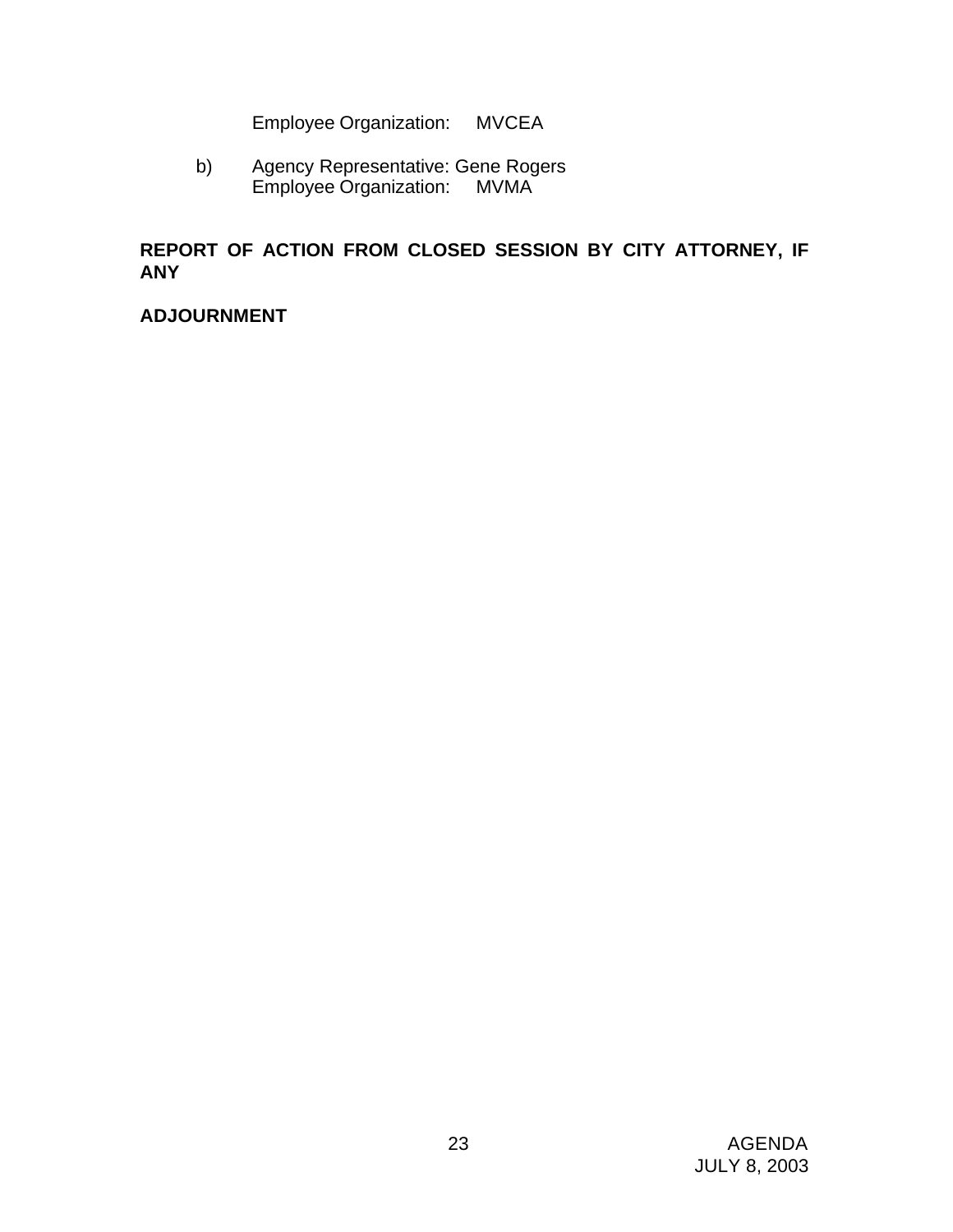Employee Organization: MVCEA

b) Agency Representative: Gene Rogers
   Employee Organization: MVMA

**REPORT OF ACTION FROM CLOSED SESSION BY CITY ATTORNEY, IF ANY**

**ADJOURNMENT**